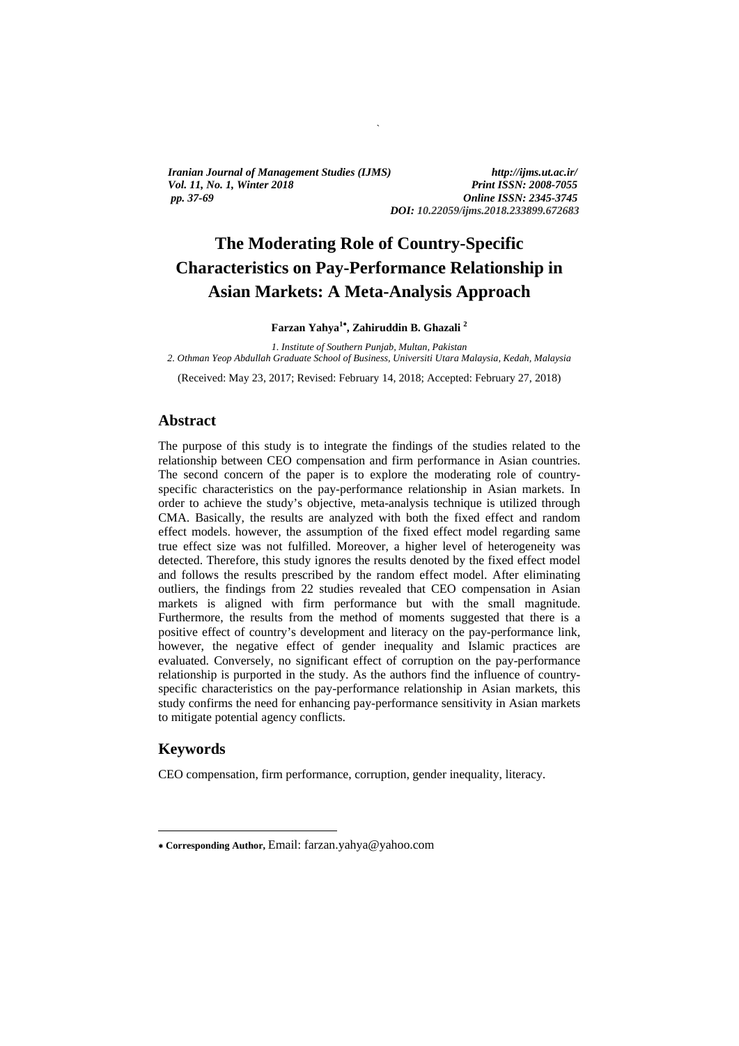# The Moderating Role of Country-Specific Characteristics on Pay-Performance Relationship in Asian Markets: A Meta-Analysis Approach

**Farzan Yahya[1*], Zahiruddin B. Ghazali [2]**

*1. Institute of Southern Punjab, Multan, Pakistan*
*2. Othman Yeop Abdullah Graduate School of Business, Universiti Utara Malaysia, Kedah, Malaysia*

(Received: May 23, 2017; Revised: February 14, 2018; Accepted: February 27, 2018)

## Abstract

The purpose of this study is to integrate the findings of the studies related to the relationship between CEO compensation and firm performance in Asian countries. The second concern of the paper is to explore the moderating role of country-specific characteristics on the pay-performance relationship in Asian markets. In order to achieve the study's objective, meta-analysis technique is utilized through CMA. Basically, the results are analyzed with both the fixed effect and random effect models. however, the assumption of the fixed effect model regarding same true effect size was not fulfilled. Moreover, a higher level of heterogeneity was detected. Therefore, this study ignores the results denoted by the fixed effect model and follows the results prescribed by the random effect model. After eliminating outliers, the findings from 22 studies revealed that CEO compensation in Asian markets is aligned with firm performance but with the small magnitude. Furthermore, the results from the method of moments suggested that there is a positive effect of country's development and literacy on the pay-performance link, however, the negative effect of gender inequality and Islamic practices are evaluated. Conversely, no significant effect of corruption on the pay-performance relationship is purported in the study. As the authors find the influence of country-specific characteristics on the pay-performance relationship in Asian markets, this study confirms the need for enhancing pay-performance sensitivity in Asian markets to mitigate potential agency conflicts.

## Keywords

CEO compensation, firm performance, corruption, gender inequality, literacy.

---

* **Corresponding Author,** Email: farzan.yahya@yahoo.com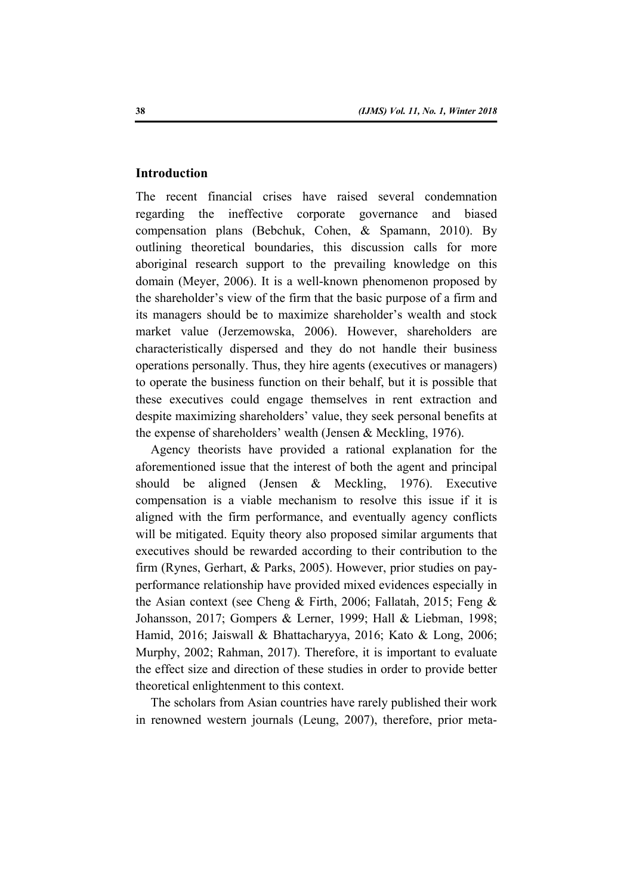## Introduction

The recent financial crises have raised several condemnation regarding the ineffective corporate governance and biased compensation plans (Bebchuk, Cohen, & Spamann, 2010). By outlining theoretical boundaries, this discussion calls for more aboriginal research support to the prevailing knowledge on this domain (Meyer, 2006). It is a well-known phenomenon proposed by the shareholder's view of the firm that the basic purpose of a firm and its managers should be to maximize shareholder's wealth and stock market value (Jerzemowska, 2006). However, shareholders are characteristically dispersed and they do not handle their business operations personally. Thus, they hire agents (executives or managers) to operate the business function on their behalf, but it is possible that these executives could engage themselves in rent extraction and despite maximizing shareholders' value, they seek personal benefits at the expense of shareholders' wealth (Jensen & Meckling, 1976).

Agency theorists have provided a rational explanation for the aforementioned issue that the interest of both the agent and principal should be aligned (Jensen & Meckling, 1976). Executive compensation is a viable mechanism to resolve this issue if it is aligned with the firm performance, and eventually agency conflicts will be mitigated. Equity theory also proposed similar arguments that executives should be rewarded according to their contribution to the firm (Rynes, Gerhart, & Parks, 2005). However, prior studies on pay-performance relationship have provided mixed evidences especially in the Asian context (see Cheng & Firth, 2006; Fallatah, 2015; Feng & Johansson, 2017; Gompers & Lerner, 1999; Hall & Liebman, 1998; Hamid, 2016; Jaiswall & Bhattacharyya, 2016; Kato & Long, 2006; Murphy, 2002; Rahman, 2017). Therefore, it is important to evaluate the effect size and direction of these studies in order to provide better theoretical enlightenment to this context.

The scholars from Asian countries have rarely published their work in renowned western journals (Leung, 2007), therefore, prior meta-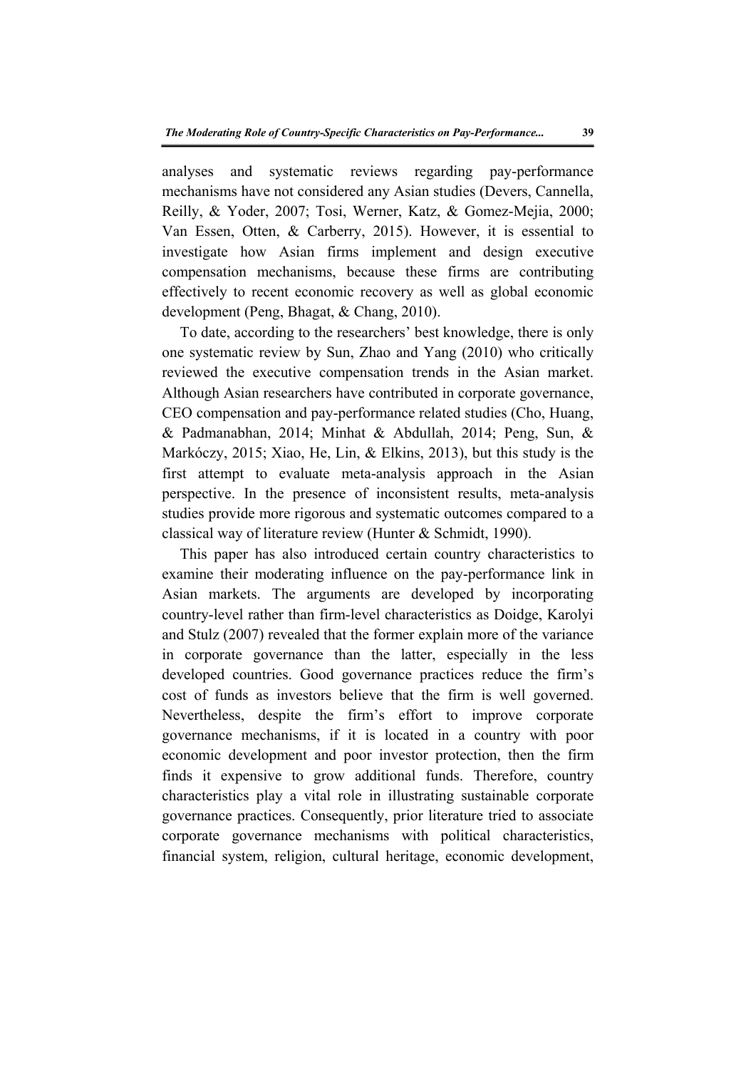analyses and systematic reviews regarding pay-performance mechanisms have not considered any Asian studies (Devers, Cannella, Reilly, & Yoder, 2007; Tosi, Werner, Katz, & Gomez-Mejia, 2000; Van Essen, Otten, & Carberry, 2015). However, it is essential to investigate how Asian firms implement and design executive compensation mechanisms, because these firms are contributing effectively to recent economic recovery as well as global economic development (Peng, Bhagat, & Chang, 2010).

To date, according to the researchers' best knowledge, there is only one systematic review by Sun, Zhao and Yang (2010) who critically reviewed the executive compensation trends in the Asian market. Although Asian researchers have contributed in corporate governance, CEO compensation and pay-performance related studies (Cho, Huang, & Padmanabhan, 2014; Minhat & Abdullah, 2014; Peng, Sun, & Markóczy, 2015; Xiao, He, Lin, & Elkins, 2013), but this study is the first attempt to evaluate meta-analysis approach in the Asian perspective. In the presence of inconsistent results, meta-analysis studies provide more rigorous and systematic outcomes compared to a classical way of literature review (Hunter & Schmidt, 1990).

This paper has also introduced certain country characteristics to examine their moderating influence on the pay-performance link in Asian markets. The arguments are developed by incorporating country-level rather than firm-level characteristics as Doidge, Karolyi and Stulz (2007) revealed that the former explain more of the variance in corporate governance than the latter, especially in the less developed countries. Good governance practices reduce the firm's cost of funds as investors believe that the firm is well governed. Nevertheless, despite the firm's effort to improve corporate governance mechanisms, if it is located in a country with poor economic development and poor investor protection, then the firm finds it expensive to grow additional funds. Therefore, country characteristics play a vital role in illustrating sustainable corporate governance practices. Consequently, prior literature tried to associate corporate governance mechanisms with political characteristics, financial system, religion, cultural heritage, economic development,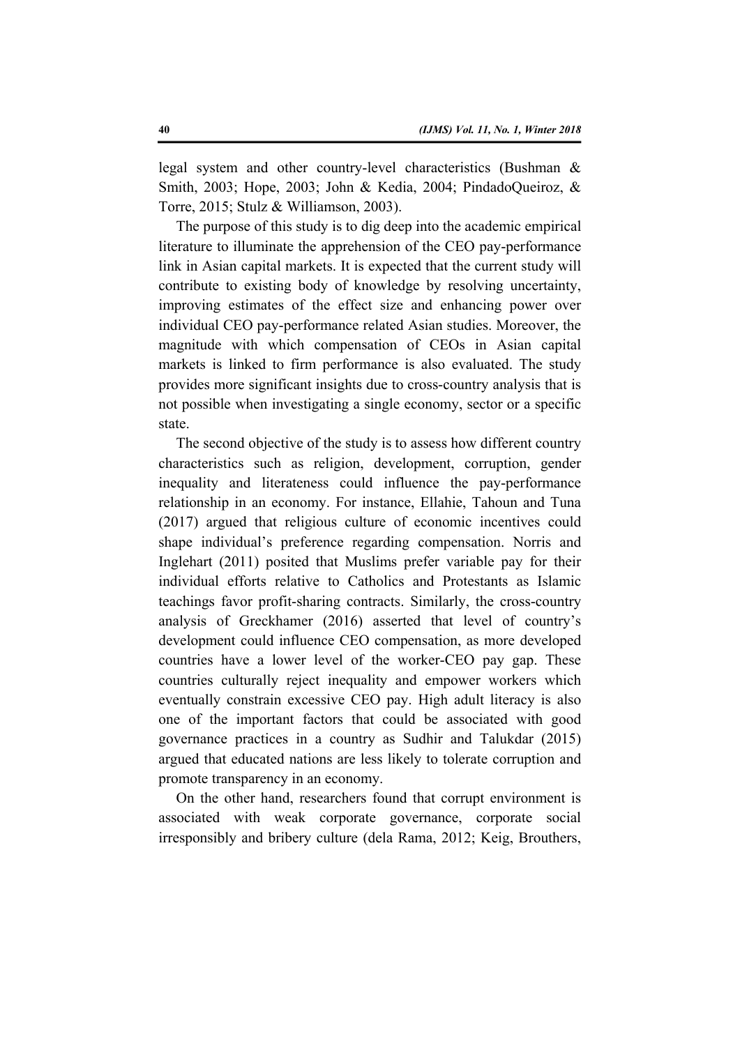legal system and other country-level characteristics (Bushman & Smith, 2003; Hope, 2003; John & Kedia, 2004; PindadoQueiroz, & Torre, 2015; Stulz & Williamson, 2003).

The purpose of this study is to dig deep into the academic empirical literature to illuminate the apprehension of the CEO pay-performance link in Asian capital markets. It is expected that the current study will contribute to existing body of knowledge by resolving uncertainty, improving estimates of the effect size and enhancing power over individual CEO pay-performance related Asian studies. Moreover, the magnitude with which compensation of CEOs in Asian capital markets is linked to firm performance is also evaluated. The study provides more significant insights due to cross-country analysis that is not possible when investigating a single economy, sector or a specific state.

The second objective of the study is to assess how different country characteristics such as religion, development, corruption, gender inequality and literateness could influence the pay-performance relationship in an economy. For instance, Ellahie, Tahoun and Tuna (2017) argued that religious culture of economic incentives could shape individual's preference regarding compensation. Norris and Inglehart (2011) posited that Muslims prefer variable pay for their individual efforts relative to Catholics and Protestants as Islamic teachings favor profit-sharing contracts. Similarly, the cross-country analysis of Greckhamer (2016) asserted that level of country's development could influence CEO compensation, as more developed countries have a lower level of the worker-CEO pay gap. These countries culturally reject inequality and empower workers which eventually constrain excessive CEO pay. High adult literacy is also one of the important factors that could be associated with good governance practices in a country as Sudhir and Talukdar (2015) argued that educated nations are less likely to tolerate corruption and promote transparency in an economy.

On the other hand, researchers found that corrupt environment is associated with weak corporate governance, corporate social irresponsibly and bribery culture (dela Rama, 2012; Keig, Brouthers,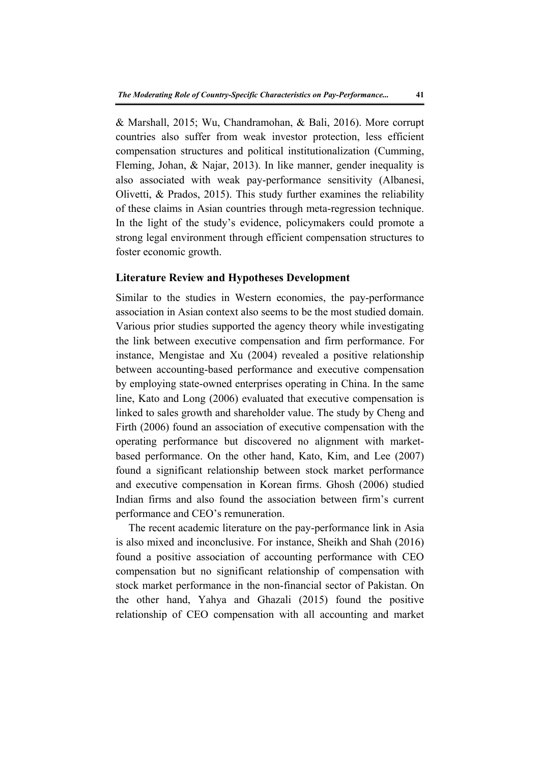& Marshall, 2015; Wu, Chandramohan, & Bali, 2016). More corrupt countries also suffer from weak investor protection, less efficient compensation structures and political institutionalization (Cumming, Fleming, Johan, & Najar, 2013). In like manner, gender inequality is also associated with weak pay-performance sensitivity (Albanesi, Olivetti, & Prados, 2015). This study further examines the reliability of these claims in Asian countries through meta-regression technique. In the light of the study's evidence, policymakers could promote a strong legal environment through efficient compensation structures to foster economic growth.

## Literature Review and Hypotheses Development

Similar to the studies in Western economies, the pay-performance association in Asian context also seems to be the most studied domain. Various prior studies supported the agency theory while investigating the link between executive compensation and firm performance. For instance, Mengistae and Xu (2004) revealed a positive relationship between accounting-based performance and executive compensation by employing state-owned enterprises operating in China. In the same line, Kato and Long (2006) evaluated that executive compensation is linked to sales growth and shareholder value. The study by Cheng and Firth (2006) found an association of executive compensation with the operating performance but discovered no alignment with market-based performance. On the other hand, Kato, Kim, and Lee (2007) found a significant relationship between stock market performance and executive compensation in Korean firms. Ghosh (2006) studied Indian firms and also found the association between firm's current performance and CEO's remuneration.

The recent academic literature on the pay-performance link in Asia is also mixed and inconclusive. For instance, Sheikh and Shah (2016) found a positive association of accounting performance with CEO compensation but no significant relationship of compensation with stock market performance in the non-financial sector of Pakistan. On the other hand, Yahya and Ghazali (2015) found the positive relationship of CEO compensation with all accounting and market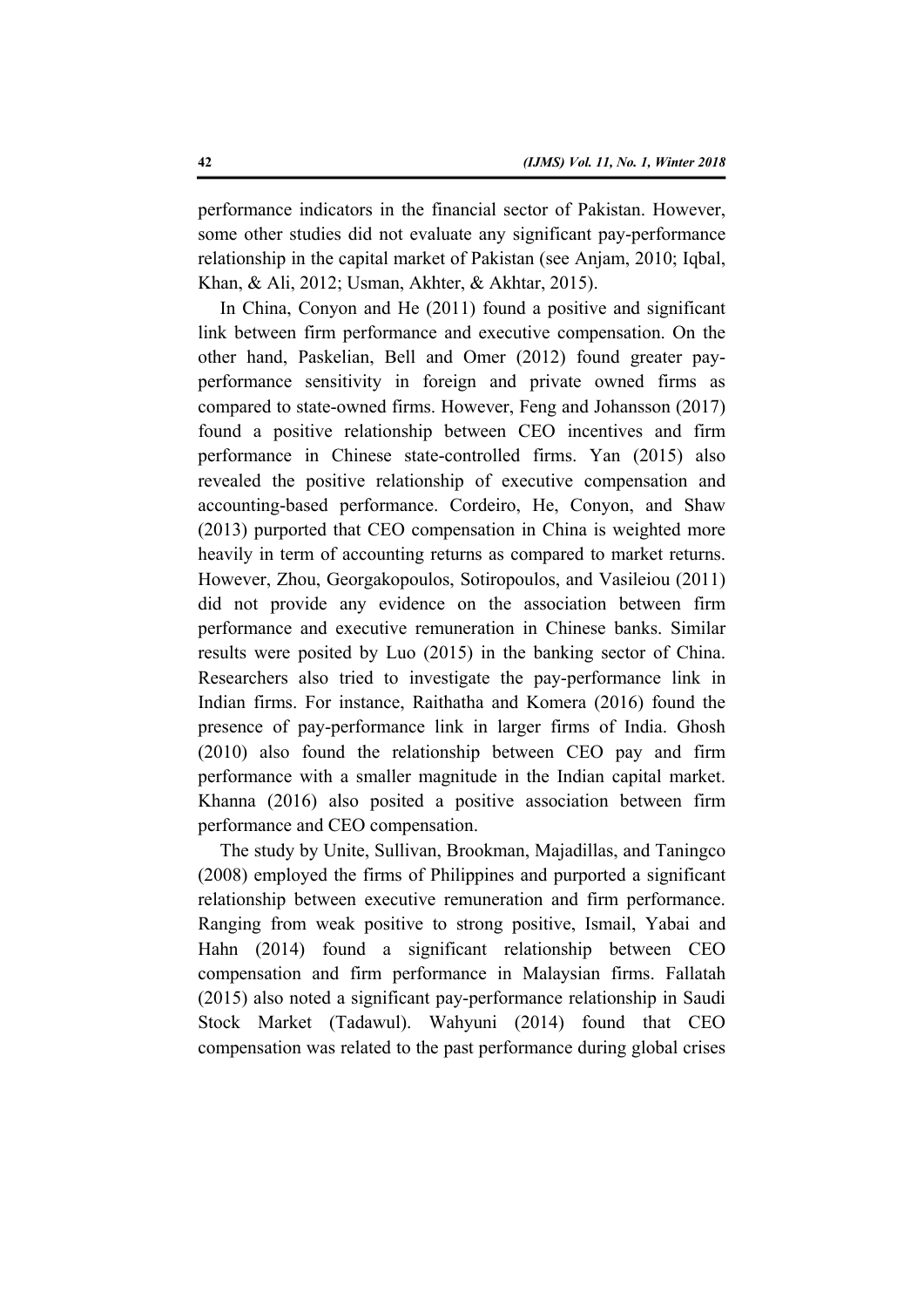performance indicators in the financial sector of Pakistan. However, some other studies did not evaluate any significant pay-performance relationship in the capital market of Pakistan (see Anjam, 2010; Iqbal, Khan, & Ali, 2012; Usman, Akhter, & Akhtar, 2015).

In China, Conyon and He (2011) found a positive and significant link between firm performance and executive compensation. On the other hand, Paskelian, Bell and Omer (2012) found greater pay-performance sensitivity in foreign and private owned firms as compared to state-owned firms. However, Feng and Johansson (2017) found a positive relationship between CEO incentives and firm performance in Chinese state-controlled firms. Yan (2015) also revealed the positive relationship of executive compensation and accounting-based performance. Cordeiro, He, Conyon, and Shaw (2013) purported that CEO compensation in China is weighted more heavily in term of accounting returns as compared to market returns. However, Zhou, Georgakopoulos, Sotiropoulos, and Vasileiou (2011) did not provide any evidence on the association between firm performance and executive remuneration in Chinese banks. Similar results were posited by Luo (2015) in the banking sector of China. Researchers also tried to investigate the pay-performance link in Indian firms. For instance, Raithatha and Komera (2016) found the presence of pay-performance link in larger firms of India. Ghosh (2010) also found the relationship between CEO pay and firm performance with a smaller magnitude in the Indian capital market. Khanna (2016) also posited a positive association between firm performance and CEO compensation.

The study by Unite, Sullivan, Brookman, Majadillas, and Taningco (2008) employed the firms of Philippines and purported a significant relationship between executive remuneration and firm performance. Ranging from weak positive to strong positive, Ismail, Yabai and Hahn (2014) found a significant relationship between CEO compensation and firm performance in Malaysian firms. Fallatah (2015) also noted a significant pay-performance relationship in Saudi Stock Market (Tadawul). Wahyuni (2014) found that CEO compensation was related to the past performance during global crises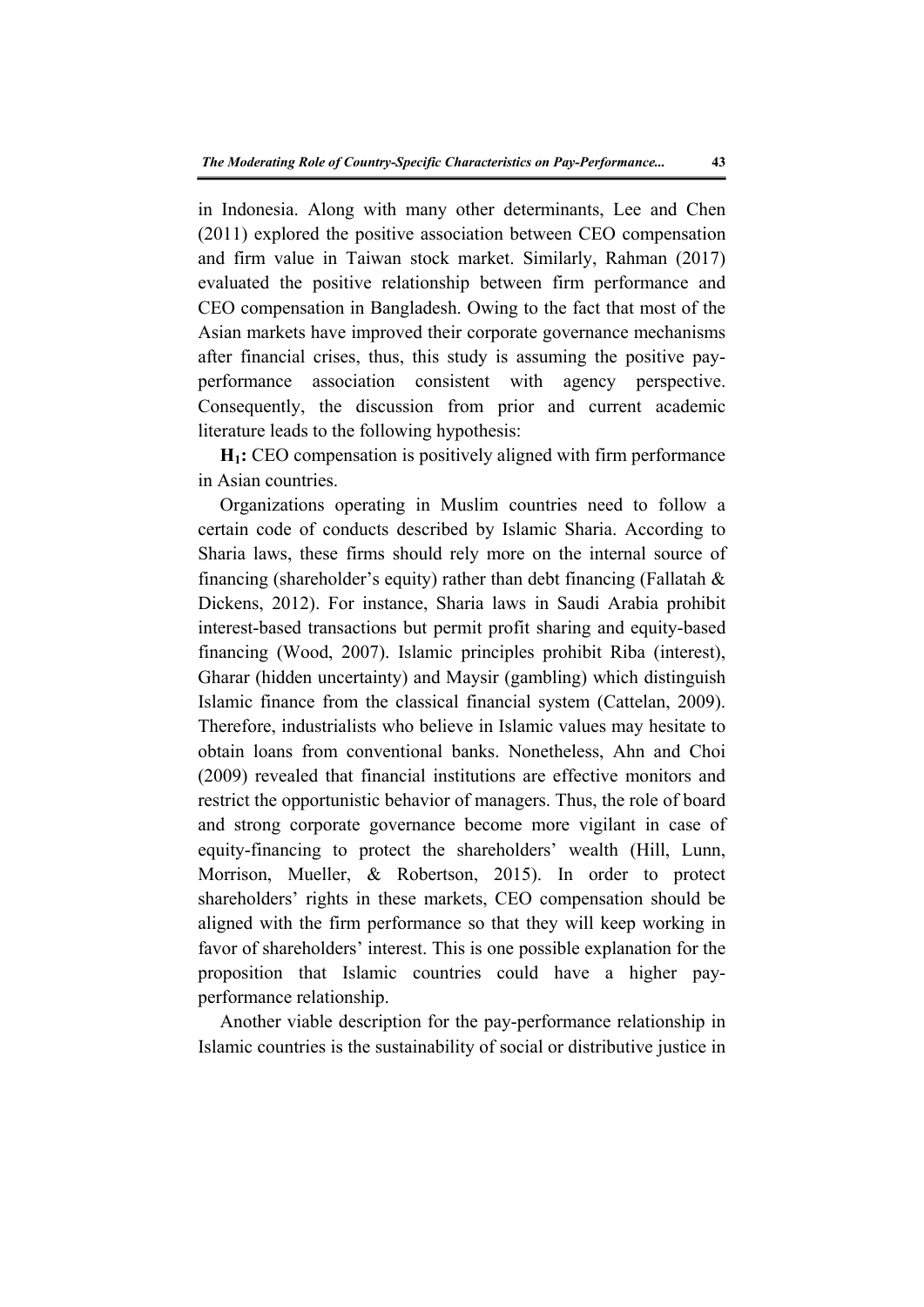in Indonesia. Along with many other determinants, Lee and Chen (2011) explored the positive association between CEO compensation and firm value in Taiwan stock market. Similarly, Rahman (2017) evaluated the positive relationship between firm performance and CEO compensation in Bangladesh. Owing to the fact that most of the Asian markets have improved their corporate governance mechanisms after financial crises, thus, this study is assuming the positive pay-performance association consistent with agency perspective. Consequently, the discussion from prior and current academic literature leads to the following hypothesis:

**$H_1$:** CEO compensation is positively aligned with firm performance in Asian countries.

Organizations operating in Muslim countries need to follow a certain code of conducts described by Islamic Sharia. According to Sharia laws, these firms should rely more on the internal source of financing (shareholder's equity) rather than debt financing (Fallatah & Dickens, 2012). For instance, Sharia laws in Saudi Arabia prohibit interest-based transactions but permit profit sharing and equity-based financing (Wood, 2007). Islamic principles prohibit Riba (interest), Gharar (hidden uncertainty) and Maysir (gambling) which distinguish Islamic finance from the classical financial system (Cattelan, 2009). Therefore, industrialists who believe in Islamic values may hesitate to obtain loans from conventional banks. Nonetheless, Ahn and Choi (2009) revealed that financial institutions are effective monitors and restrict the opportunistic behavior of managers. Thus, the role of board and strong corporate governance become more vigilant in case of equity-financing to protect the shareholders' wealth (Hill, Lunn, Morrison, Mueller, & Robertson, 2015). In order to protect shareholders' rights in these markets, CEO compensation should be aligned with the firm performance so that they will keep working in favor of shareholders' interest. This is one possible explanation for the proposition that Islamic countries could have a higher pay-performance relationship.

Another viable description for the pay-performance relationship in Islamic countries is the sustainability of social or distributive justice in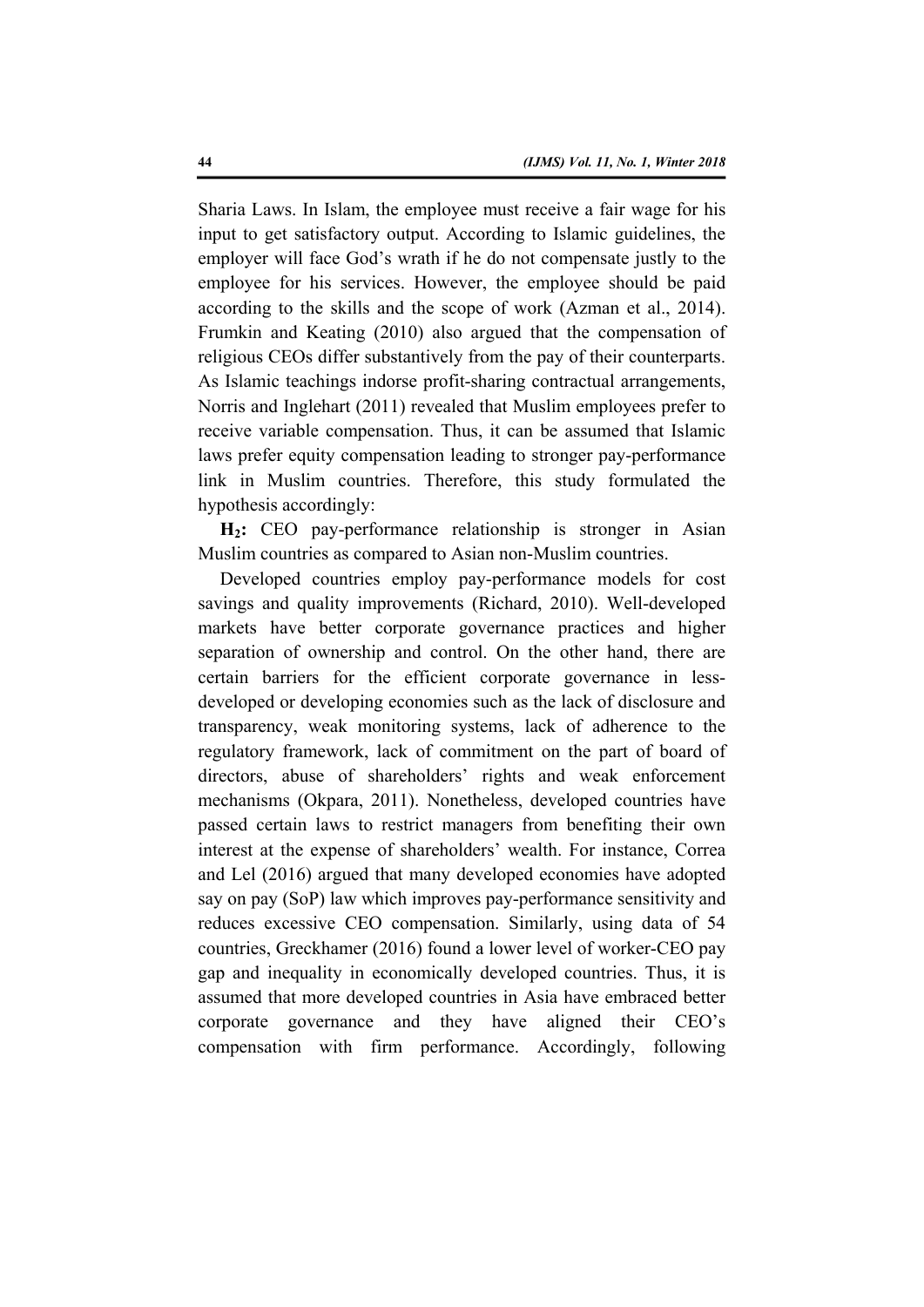Sharia Laws. In Islam, the employee must receive a fair wage for his input to get satisfactory output. According to Islamic guidelines, the employer will face God's wrath if he do not compensate justly to the employee for his services. However, the employee should be paid according to the skills and the scope of work (Azman et al., 2014). Frumkin and Keating (2010) also argued that the compensation of religious CEOs differ substantively from the pay of their counterparts. As Islamic teachings indorse profit-sharing contractual arrangements, Norris and Inglehart (2011) revealed that Muslim employees prefer to receive variable compensation. Thus, it can be assumed that Islamic laws prefer equity compensation leading to stronger pay-performance link in Muslim countries. Therefore, this study formulated the hypothesis accordingly:

**$H_2$:** CEO pay-performance relationship is stronger in Asian Muslim countries as compared to Asian non-Muslim countries.

Developed countries employ pay-performance models for cost savings and quality improvements (Richard, 2010). Well-developed markets have better corporate governance practices and higher separation of ownership and control. On the other hand, there are certain barriers for the efficient corporate governance in less-developed or developing economies such as the lack of disclosure and transparency, weak monitoring systems, lack of adherence to the regulatory framework, lack of commitment on the part of board of directors, abuse of shareholders' rights and weak enforcement mechanisms (Okpara, 2011). Nonetheless, developed countries have passed certain laws to restrict managers from benefiting their own interest at the expense of shareholders' wealth. For instance, Correa and Lel (2016) argued that many developed economies have adopted say on pay (SoP) law which improves pay-performance sensitivity and reduces excessive CEO compensation. Similarly, using data of 54 countries, Greckhamer (2016) found a lower level of worker-CEO pay gap and inequality in economically developed countries. Thus, it is assumed that more developed countries in Asia have embraced better corporate governance and they have aligned their CEO's compensation with firm performance. Accordingly, following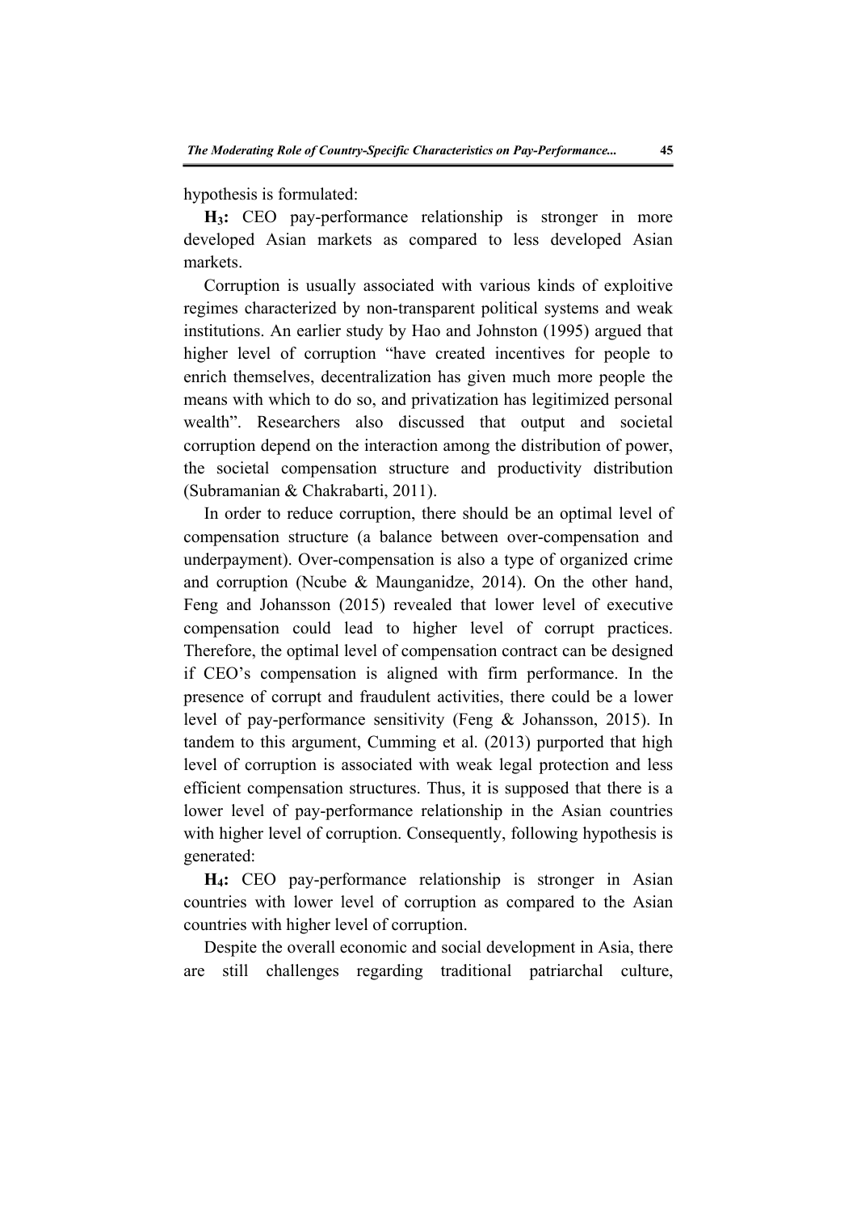hypothesis is formulated:

**$H_3$:** CEO pay-performance relationship is stronger in more developed Asian markets as compared to less developed Asian markets.

Corruption is usually associated with various kinds of exploitive regimes characterized by non-transparent political systems and weak institutions. An earlier study by Hao and Johnston (1995) argued that higher level of corruption "have created incentives for people to enrich themselves, decentralization has given much more people the means with which to do so, and privatization has legitimized personal wealth". Researchers also discussed that output and societal corruption depend on the interaction among the distribution of power, the societal compensation structure and productivity distribution (Subramanian & Chakrabarti, 2011).

In order to reduce corruption, there should be an optimal level of compensation structure (a balance between over-compensation and underpayment). Over-compensation is also a type of organized crime and corruption (Ncube & Maunganidze, 2014). On the other hand, Feng and Johansson (2015) revealed that lower level of executive compensation could lead to higher level of corrupt practices. Therefore, the optimal level of compensation contract can be designed if CEO's compensation is aligned with firm performance. In the presence of corrupt and fraudulent activities, there could be a lower level of pay-performance sensitivity (Feng & Johansson, 2015). In tandem to this argument, Cumming et al. (2013) purported that high level of corruption is associated with weak legal protection and less efficient compensation structures. Thus, it is supposed that there is a lower level of pay-performance relationship in the Asian countries with higher level of corruption. Consequently, following hypothesis is generated:

**$H_4$:** CEO pay-performance relationship is stronger in Asian countries with lower level of corruption as compared to the Asian countries with higher level of corruption.

Despite the overall economic and social development in Asia, there are still challenges regarding traditional patriarchal culture,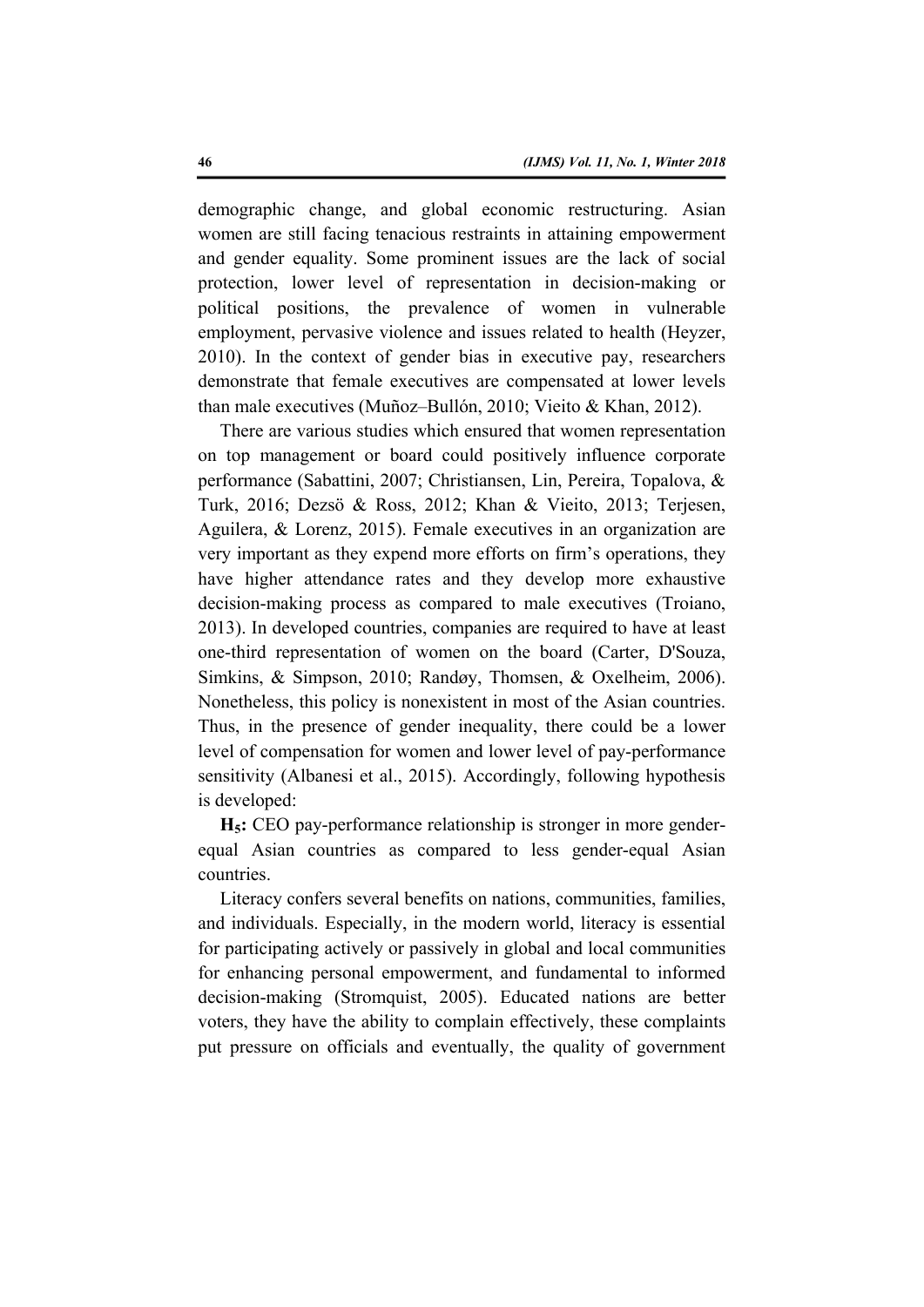demographic change, and global economic restructuring. Asian women are still facing tenacious restraints in attaining empowerment and gender equality. Some prominent issues are the lack of social protection, lower level of representation in decision-making or political positions, the prevalence of women in vulnerable employment, pervasive violence and issues related to health (Heyzer, 2010). In the context of gender bias in executive pay, researchers demonstrate that female executives are compensated at lower levels than male executives (Muñoz–Bullón, 2010; Vieito & Khan, 2012).

There are various studies which ensured that women representation on top management or board could positively influence corporate performance (Sabattini, 2007; Christiansen, Lin, Pereira, Topalova, & Turk, 2016; Dezsö & Ross, 2012; Khan & Vieito, 2013; Terjesen, Aguilera, & Lorenz, 2015). Female executives in an organization are very important as they expend more efforts on firm's operations, they have higher attendance rates and they develop more exhaustive decision-making process as compared to male executives (Troiano, 2013). In developed countries, companies are required to have at least one-third representation of women on the board (Carter, D'Souza, Simkins, & Simpson, 2010; Randøy, Thomsen, & Oxelheim, 2006). Nonetheless, this policy is nonexistent in most of the Asian countries. Thus, in the presence of gender inequality, there could be a lower level of compensation for women and lower level of pay-performance sensitivity (Albanesi et al., 2015). Accordingly, following hypothesis is developed:

**$H_5$:** CEO pay-performance relationship is stronger in more gender-equal Asian countries as compared to less gender-equal Asian countries.

Literacy confers several benefits on nations, communities, families, and individuals. Especially, in the modern world, literacy is essential for participating actively or passively in global and local communities for enhancing personal empowerment, and fundamental to informed decision-making (Stromquist, 2005). Educated nations are better voters, they have the ability to complain effectively, these complaints put pressure on officials and eventually, the quality of government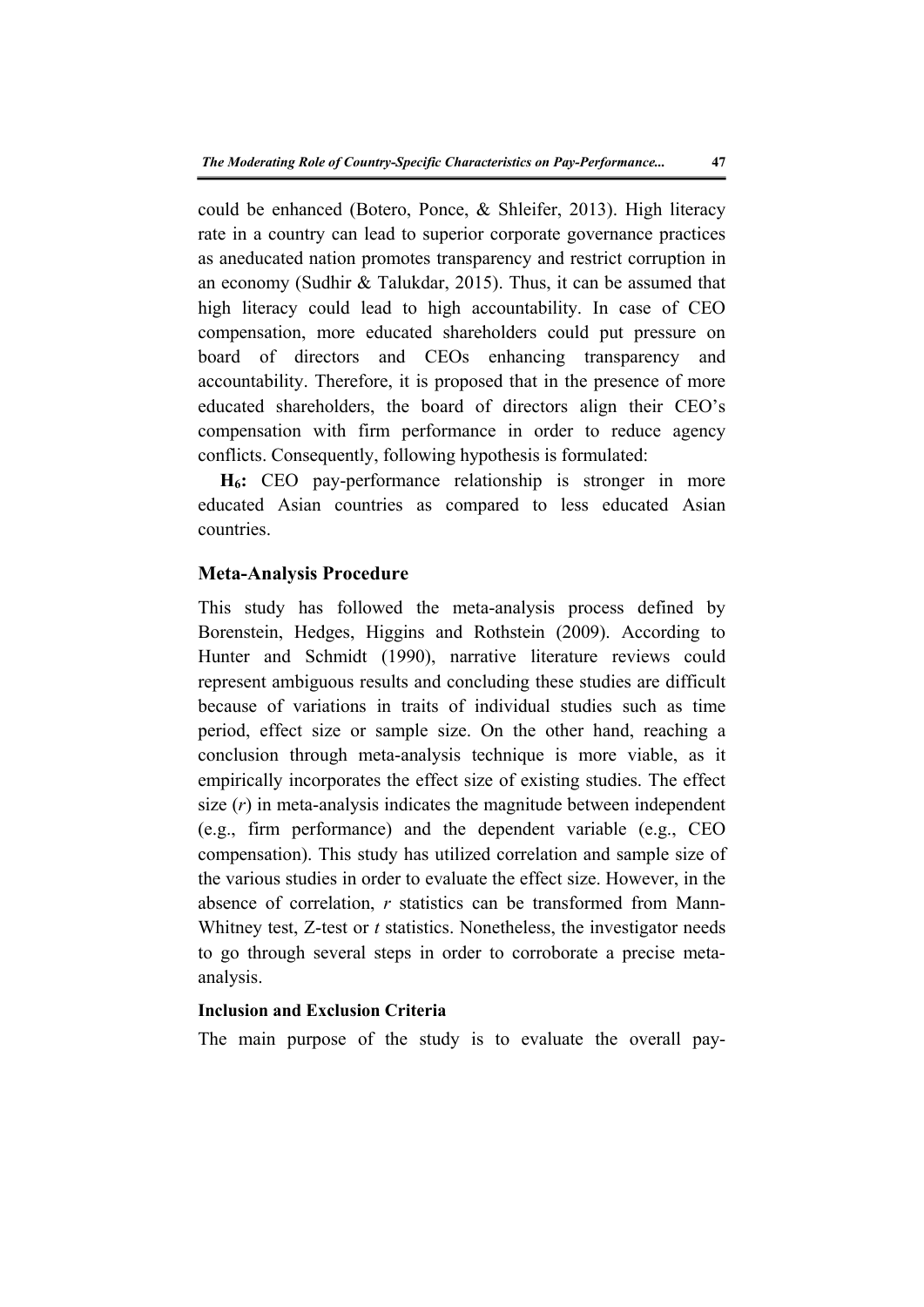could be enhanced (Botero, Ponce, & Shleifer, 2013). High literacy rate in a country can lead to superior corporate governance practices as aneducated nation promotes transparency and restrict corruption in an economy (Sudhir & Talukdar, 2015). Thus, it can be assumed that high literacy could lead to high accountability. In case of CEO compensation, more educated shareholders could put pressure on board of directors and CEOs enhancing transparency and accountability. Therefore, it is proposed that in the presence of more educated shareholders, the board of directors align their CEO's compensation with firm performance in order to reduce agency conflicts. Consequently, following hypothesis is formulated:

**$H_6$:** CEO pay-performance relationship is stronger in more educated Asian countries as compared to less educated Asian countries.

## Meta-Analysis Procedure

This study has followed the meta-analysis process defined by Borenstein, Hedges, Higgins and Rothstein (2009). According to Hunter and Schmidt (1990), narrative literature reviews could represent ambiguous results and concluding these studies are difficult because of variations in traits of individual studies such as time period, effect size or sample size. On the other hand, reaching a conclusion through meta-analysis technique is more viable, as it empirically incorporates the effect size of existing studies. The effect size ($r$) in meta-analysis indicates the magnitude between independent (e.g., firm performance) and the dependent variable (e.g., CEO compensation). This study has utilized correlation and sample size of the various studies in order to evaluate the effect size. However, in the absence of correlation, $r$ statistics can be transformed from Mann-Whitney test, Z-test or $t$ statistics. Nonetheless, the investigator needs to go through several steps in order to corroborate a precise meta-analysis.

### Inclusion and Exclusion Criteria

The main purpose of the study is to evaluate the overall pay-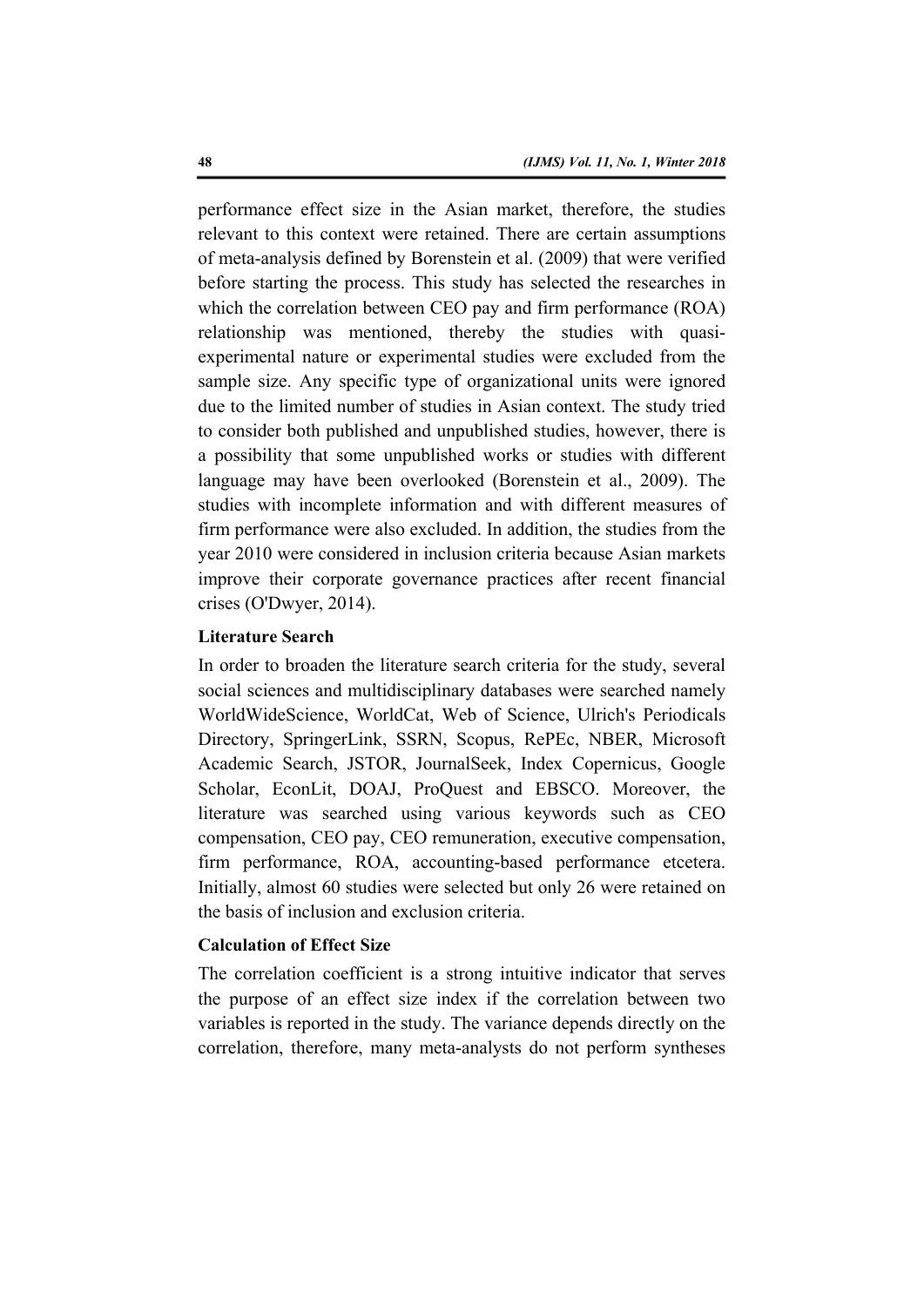performance effect size in the Asian market, therefore, the studies relevant to this context were retained. There are certain assumptions of meta-analysis defined by Borenstein et al. (2009) that were verified before starting the process. This study has selected the researches in which the correlation between CEO pay and firm performance (ROA) relationship was mentioned, thereby the studies with quasi-experimental nature or experimental studies were excluded from the sample size. Any specific type of organizational units were ignored due to the limited number of studies in Asian context. The study tried to consider both published and unpublished studies, however, there is a possibility that some unpublished works or studies with different language may have been overlooked (Borenstein et al., 2009). The studies with incomplete information and with different measures of firm performance were also excluded. In addition, the studies from the year 2010 were considered in inclusion criteria because Asian markets improve their corporate governance practices after recent financial crises (O'Dwyer, 2014).

**Literature Search**

In order to broaden the literature search criteria for the study, several social sciences and multidisciplinary databases were searched namely WorldWideScience, WorldCat, Web of Science, Ulrich's Periodicals Directory, SpringerLink, SSRN, Scopus, RePEc, NBER, Microsoft Academic Search, JSTOR, JournalSeek, Index Copernicus, Google Scholar, EconLit, DOAJ, ProQuest and EBSCO. Moreover, the literature was searched using various keywords such as CEO compensation, CEO pay, CEO remuneration, executive compensation, firm performance, ROA, accounting-based performance etcetera. Initially, almost 60 studies were selected but only 26 were retained on the basis of inclusion and exclusion criteria.

**Calculation of Effect Size**

The correlation coefficient is a strong intuitive indicator that serves the purpose of an effect size index if the correlation between two variables is reported in the study. The variance depends directly on the correlation, therefore, many meta-analysts do not perform syntheses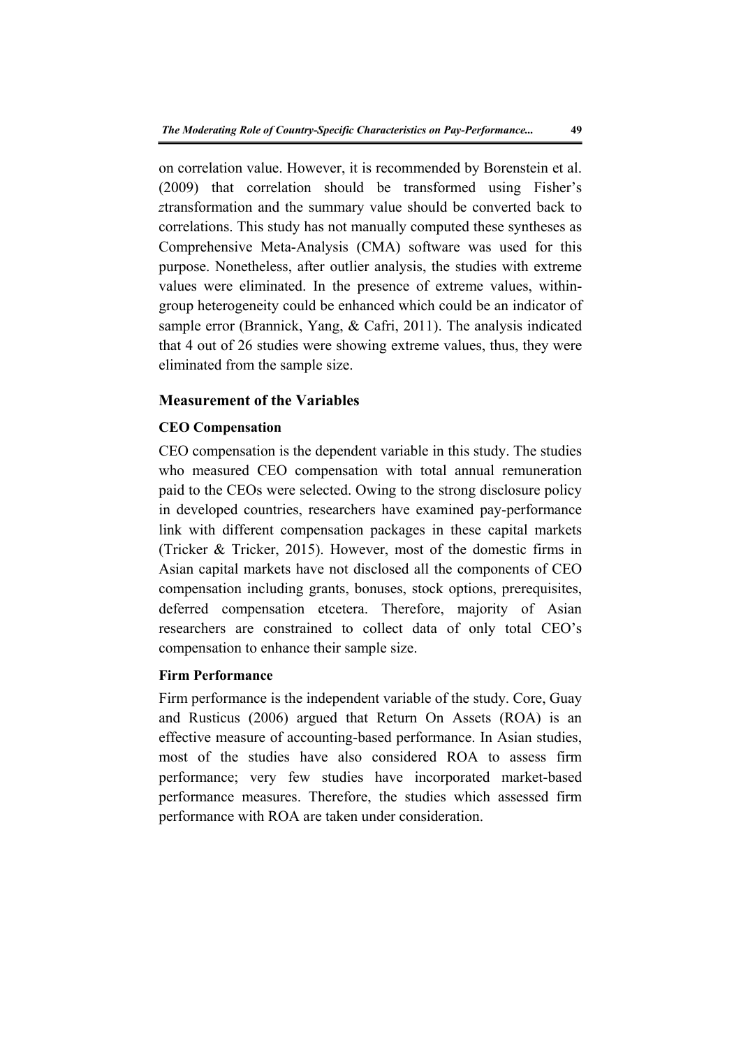on correlation value. However, it is recommended by Borenstein et al. (2009) that correlation should be transformed using Fisher's *z*transformation and the summary value should be converted back to correlations. This study has not manually computed these syntheses as Comprehensive Meta-Analysis (CMA) software was used for this purpose. Nonetheless, after outlier analysis, the studies with extreme values were eliminated. In the presence of extreme values, within-group heterogeneity could be enhanced which could be an indicator of sample error (Brannick, Yang, & Cafri, 2011). The analysis indicated that 4 out of 26 studies were showing extreme values, thus, they were eliminated from the sample size.

## Measurement of the Variables

### CEO Compensation

CEO compensation is the dependent variable in this study. The studies who measured CEO compensation with total annual remuneration paid to the CEOs were selected. Owing to the strong disclosure policy in developed countries, researchers have examined pay-performance link with different compensation packages in these capital markets (Tricker & Tricker, 2015). However, most of the domestic firms in Asian capital markets have not disclosed all the components of CEO compensation including grants, bonuses, stock options, prerequisites, deferred compensation etcetera. Therefore, majority of Asian researchers are constrained to collect data of only total CEO's compensation to enhance their sample size.

### Firm Performance

Firm performance is the independent variable of the study. Core, Guay and Rusticus (2006) argued that Return On Assets (ROA) is an effective measure of accounting-based performance. In Asian studies, most of the studies have also considered ROA to assess firm performance; very few studies have incorporated market-based performance measures. Therefore, the studies which assessed firm performance with ROA are taken under consideration.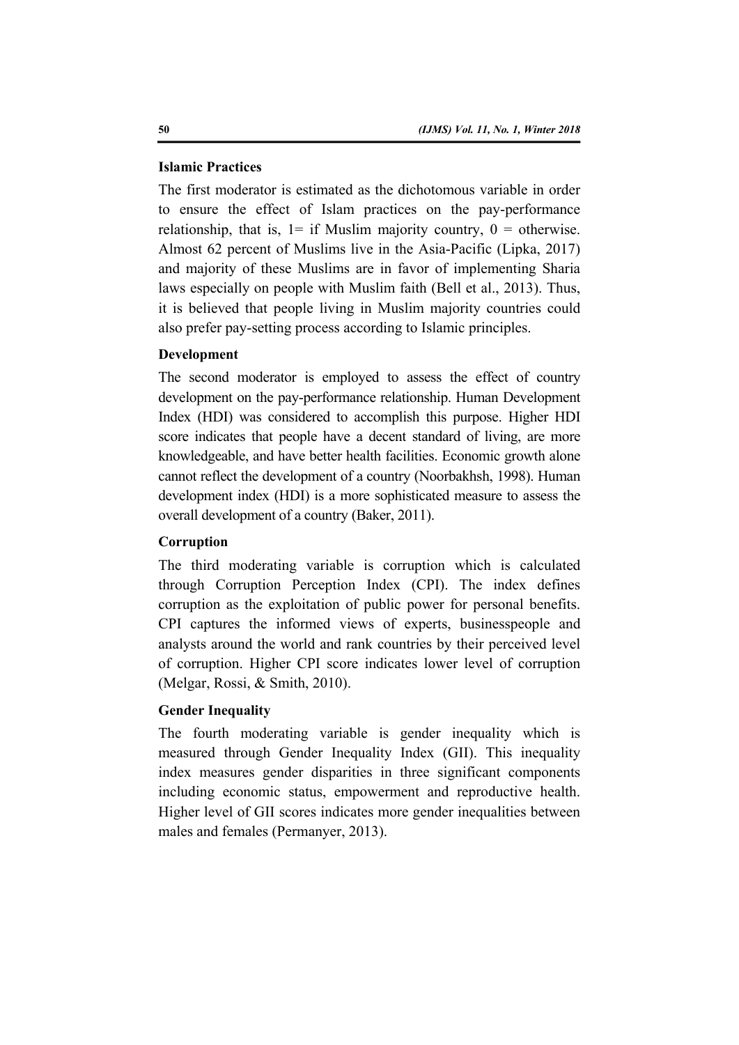**Islamic Practices**

The first moderator is estimated as the dichotomous variable in order to ensure the effect of Islam practices on the pay-performance relationship, that is, 1= if Muslim majority country, 0 = otherwise. Almost 62 percent of Muslims live in the Asia-Pacific (Lipka, 2017) and majority of these Muslims are in favor of implementing Sharia laws especially on people with Muslim faith (Bell et al., 2013). Thus, it is believed that people living in Muslim majority countries could also prefer pay-setting process according to Islamic principles.

**Development**

The second moderator is employed to assess the effect of country development on the pay-performance relationship. Human Development Index (HDI) was considered to accomplish this purpose. Higher HDI score indicates that people have a decent standard of living, are more knowledgeable, and have better health facilities. Economic growth alone cannot reflect the development of a country (Noorbakhsh, 1998). Human development index (HDI) is a more sophisticated measure to assess the overall development of a country (Baker, 2011).

**Corruption**

The third moderating variable is corruption which is calculated through Corruption Perception Index (CPI). The index defines corruption as the exploitation of public power for personal benefits. CPI captures the informed views of experts, businesspeople and analysts around the world and rank countries by their perceived level of corruption. Higher CPI score indicates lower level of corruption (Melgar, Rossi, & Smith, 2010).

**Gender Inequality**

The fourth moderating variable is gender inequality which is measured through Gender Inequality Index (GII). This inequality index measures gender disparities in three significant components including economic status, empowerment and reproductive health. Higher level of GII scores indicates more gender inequalities between males and females (Permanyer, 2013).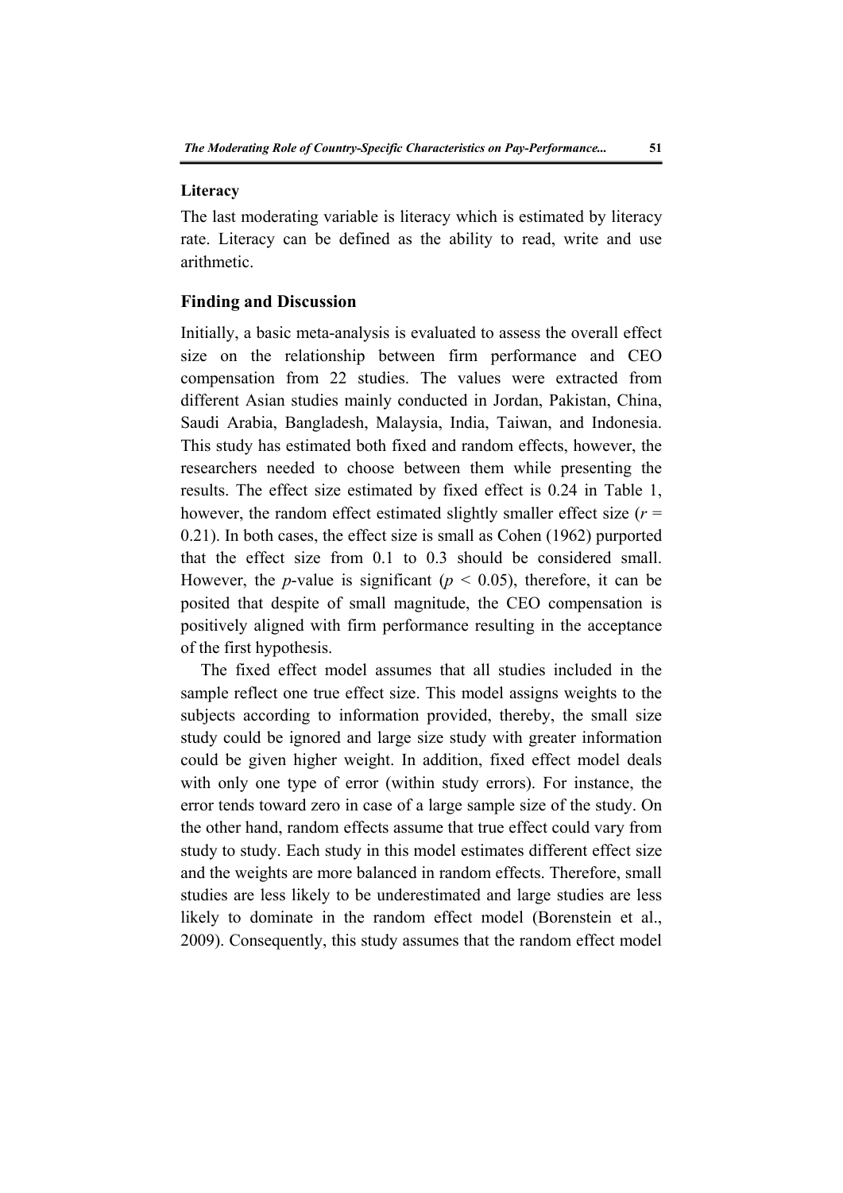### Literacy

The last moderating variable is literacy which is estimated by literacy rate. Literacy can be defined as the ability to read, write and use arithmetic.

## Finding and Discussion

Initially, a basic meta-analysis is evaluated to assess the overall effect size on the relationship between firm performance and CEO compensation from 22 studies. The values were extracted from different Asian studies mainly conducted in Jordan, Pakistan, China, Saudi Arabia, Bangladesh, Malaysia, India, Taiwan, and Indonesia. This study has estimated both fixed and random effects, however, the researchers needed to choose between them while presenting the results. The effect size estimated by fixed effect is 0.24 in Table 1, however, the random effect estimated slightly smaller effect size ($r$ = 0.21). In both cases, the effect size is small as Cohen (1962) purported that the effect size from 0.1 to 0.3 should be considered small. However, the $p$-value is significant ($p < 0.05$), therefore, it can be posited that despite of small magnitude, the CEO compensation is positively aligned with firm performance resulting in the acceptance of the first hypothesis.

The fixed effect model assumes that all studies included in the sample reflect one true effect size. This model assigns weights to the subjects according to information provided, thereby, the small size study could be ignored and large size study with greater information could be given higher weight. In addition, fixed effect model deals with only one type of error (within study errors). For instance, the error tends toward zero in case of a large sample size of the study. On the other hand, random effects assume that true effect could vary from study to study. Each study in this model estimates different effect size and the weights are more balanced in random effects. Therefore, small studies are less likely to be underestimated and large studies are less likely to dominate in the random effect model (Borenstein et al., 2009). Consequently, this study assumes that the random effect model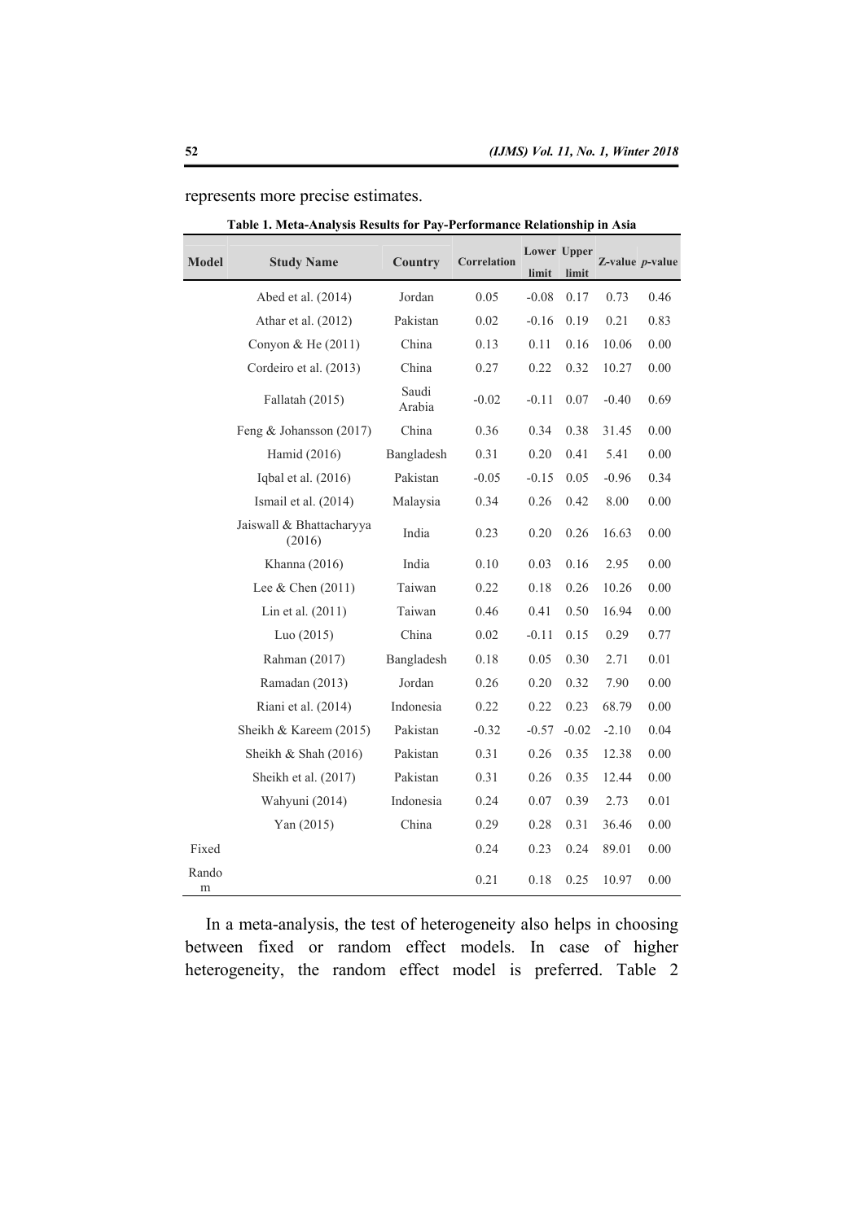represents more precise estimates.

**Table 1. Meta-Analysis Results for Pay-Performance Relationship in Asia**

| Model | Study Name | Country | Correlation | Lower limit | Upper limit | Z-value | *p*-value |
|---|---|---|---|---|---|---|---|
| | Abed et al. (2014) | Jordan | 0.05 | -0.08 | 0.17 | 0.73 | 0.46 |
| | Athar et al. (2012) | Pakistan | 0.02 | -0.16 | 0.19 | 0.21 | 0.83 |
| | Conyon & He (2011) | China | 0.13 | 0.11 | 0.16 | 10.06 | 0.00 |
| | Cordeiro et al. (2013) | China | 0.27 | 0.22 | 0.32 | 10.27 | 0.00 |
| | Fallatah (2015) | Saudi Arabia | -0.02 | -0.11 | 0.07 | -0.40 | 0.69 |
| | Feng & Johansson (2017) | China | 0.36 | 0.34 | 0.38 | 31.45 | 0.00 |
| | Hamid (2016) | Bangladesh | 0.31 | 0.20 | 0.41 | 5.41 | 0.00 |
| | Iqbal et al. (2016) | Pakistan | -0.05 | -0.15 | 0.05 | -0.96 | 0.34 |
| | Ismail et al. (2014) | Malaysia | 0.34 | 0.26 | 0.42 | 8.00 | 0.00 |
| | Jaiswall & Bhattacharyya (2016) | India | 0.23 | 0.20 | 0.26 | 16.63 | 0.00 |
| | Khanna (2016) | India | 0.10 | 0.03 | 0.16 | 2.95 | 0.00 |
| | Lee & Chen (2011) | Taiwan | 0.22 | 0.18 | 0.26 | 10.26 | 0.00 |
| | Lin et al. (2011) | Taiwan | 0.46 | 0.41 | 0.50 | 16.94 | 0.00 |
| | Luo (2015) | China | 0.02 | -0.11 | 0.15 | 0.29 | 0.77 |
| | Rahman (2017) | Bangladesh | 0.18 | 0.05 | 0.30 | 2.71 | 0.01 |
| | Ramadan (2013) | Jordan | 0.26 | 0.20 | 0.32 | 7.90 | 0.00 |
| | Riani et al. (2014) | Indonesia | 0.22 | 0.22 | 0.23 | 68.79 | 0.00 |
| | Sheikh & Kareem (2015) | Pakistan | -0.32 | -0.57 | -0.02 | -2.10 | 0.04 |
| | Sheikh & Shah (2016) | Pakistan | 0.31 | 0.26 | 0.35 | 12.38 | 0.00 |
| | Sheikh et al. (2017) | Pakistan | 0.31 | 0.26 | 0.35 | 12.44 | 0.00 |
| | Wahyuni (2014) | Indonesia | 0.24 | 0.07 | 0.39 | 2.73 | 0.01 |
| | Yan (2015) | China | 0.29 | 0.28 | 0.31 | 36.46 | 0.00 |
| Fixed | | | 0.24 | 0.23 | 0.24 | 89.01 | 0.00 |
| Random | | | 0.21 | 0.18 | 0.25 | 10.97 | 0.00 |

In a meta-analysis, the test of heterogeneity also helps in choosing between fixed or random effect models. In case of higher heterogeneity, the random effect model is preferred. Table 2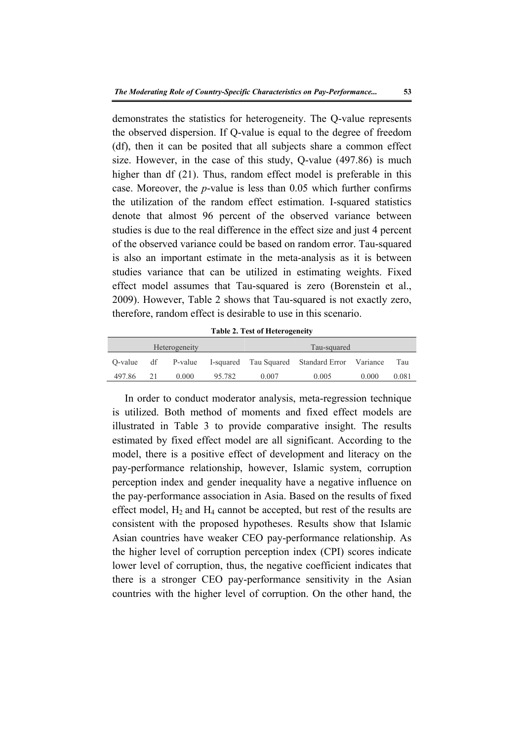demonstrates the statistics for heterogeneity. The Q-value represents the observed dispersion. If Q-value is equal to the degree of freedom (df), then it can be posited that all subjects share a common effect size. However, in the case of this study, Q-value (497.86) is much higher than df (21). Thus, random effect model is preferable in this case. Moreover, the *p*-value is less than 0.05 which further confirms the utilization of the random effect estimation. I-squared statistics denote that almost 96 percent of the observed variance between studies is due to the real difference in the effect size and just 4 percent of the observed variance could be based on random error. Tau-squared is also an important estimate in the meta-analysis as it is between studies variance that can be utilized in estimating weights. Fixed effect model assumes that Tau-squared is zero (Borenstein et al., 2009). However, Table 2 shows that Tau-squared is not exactly zero, therefore, random effect is desirable to use in this scenario.

**Table 2. Test of Heterogeneity**

| Heterogeneity | | | | Tau-squared | | | |
|---|---|---|---|---|---|---|---|
| Q-value | df | P-value | I-squared | Tau Squared | Standard Error | Variance | Tau |
| 497.86 | 21 | 0.000 | 95.782 | 0.007 | 0.005 | 0.000 | 0.081 |

In order to conduct moderator analysis, meta-regression technique is utilized. Both method of moments and fixed effect models are illustrated in Table 3 to provide comparative insight. The results estimated by fixed effect model are all significant. According to the model, there is a positive effect of development and literacy on the pay-performance relationship, however, Islamic system, corruption perception index and gender inequality have a negative influence on the pay-performance association in Asia. Based on the results of fixed effect model, $H_2$ and $H_4$ cannot be accepted, but rest of the results are consistent with the proposed hypotheses. Results show that Islamic Asian countries have weaker CEO pay-performance relationship. As the higher level of corruption perception index (CPI) scores indicate lower level of corruption, thus, the negative coefficient indicates that there is a stronger CEO pay-performance sensitivity in the Asian countries with the higher level of corruption. On the other hand, the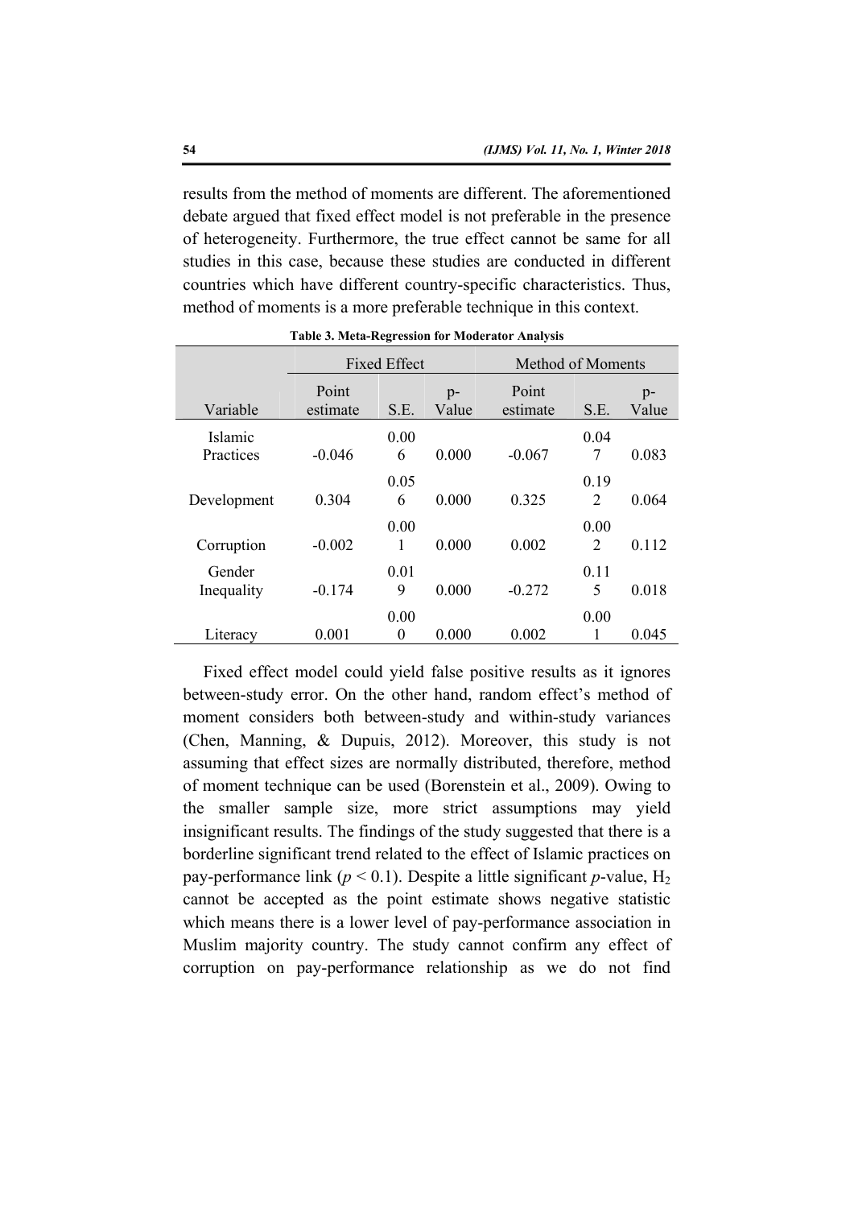results from the method of moments are different. The aforementioned debate argued that fixed effect model is not preferable in the presence of heterogeneity. Furthermore, the true effect cannot be same for all studies in this case, because these studies are conducted in different countries which have different country-specific characteristics. Thus, method of moments is a more preferable technique in this context.

**Table 3. Meta-Regression for Moderator Analysis**

| | Fixed Effect | | | Method of Moments | | |
|---|---|---|---|---|---|---|
| Variable | Point estimate | S.E. | p-Value | Point estimate | S.E. | p-Value |
| Islamic Practices | -0.046 | 0.006 | 0.000 | -0.067 | 0.047 | 0.083 |
| Development | 0.304 | 0.056 | 0.000 | 0.325 | 0.192 | 0.064 |
| Corruption | -0.002 | 0.001 | 0.000 | 0.002 | 0.002 | 0.112 |
| Gender Inequality | -0.174 | 0.019 | 0.000 | -0.272 | 0.115 | 0.018 |
| Literacy | 0.001 | 0.000 | 0.000 | 0.002 | 0.001 | 0.045 |

Fixed effect model could yield false positive results as it ignores between-study error. On the other hand, random effect's method of moment considers both between-study and within-study variances (Chen, Manning, & Dupuis, 2012). Moreover, this study is not assuming that effect sizes are normally distributed, therefore, method of moment technique can be used (Borenstein et al., 2009). Owing to the smaller sample size, more strict assumptions may yield insignificant results. The findings of the study suggested that there is a borderline significant trend related to the effect of Islamic practices on pay-performance link ($p < 0.1$). Despite a little significant *p*-value, $H_2$ cannot be accepted as the point estimate shows negative statistic which means there is a lower level of pay-performance association in Muslim majority country. The study cannot confirm any effect of corruption on pay-performance relationship as we do not find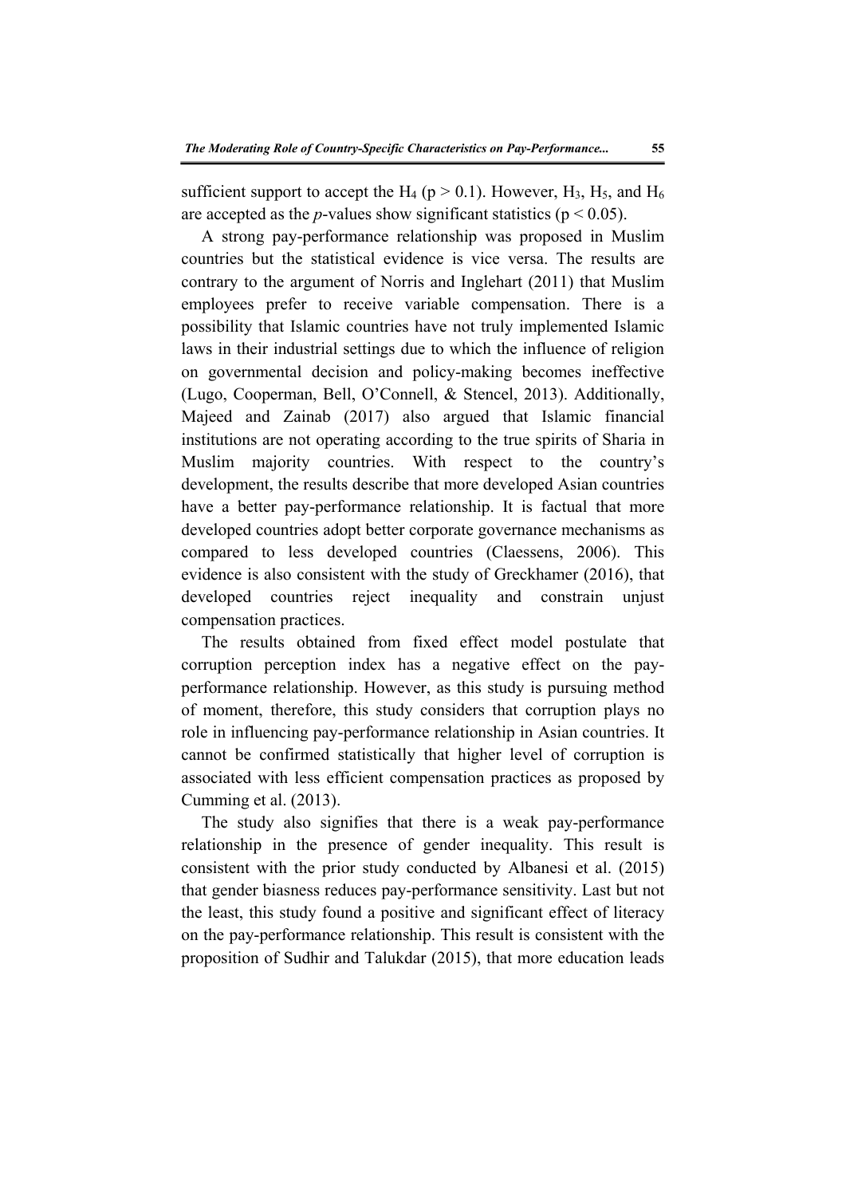sufficient support to accept the $H_4$ ($p > 0.1$). However, $H_3$, $H_5$, and $H_6$ are accepted as the *p*-values show significant statistics ($p < 0.05$).

A strong pay-performance relationship was proposed in Muslim countries but the statistical evidence is vice versa. The results are contrary to the argument of Norris and Inglehart (2011) that Muslim employees prefer to receive variable compensation. There is a possibility that Islamic countries have not truly implemented Islamic laws in their industrial settings due to which the influence of religion on governmental decision and policy-making becomes ineffective (Lugo, Cooperman, Bell, O'Connell, & Stencel, 2013). Additionally, Majeed and Zainab (2017) also argued that Islamic financial institutions are not operating according to the true spirits of Sharia in Muslim majority countries. With respect to the country's development, the results describe that more developed Asian countries have a better pay-performance relationship. It is factual that more developed countries adopt better corporate governance mechanisms as compared to less developed countries (Claessens, 2006). This evidence is also consistent with the study of Greckhamer (2016), that developed countries reject inequality and constrain unjust compensation practices.

The results obtained from fixed effect model postulate that corruption perception index has a negative effect on the pay-performance relationship. However, as this study is pursuing method of moment, therefore, this study considers that corruption plays no role in influencing pay-performance relationship in Asian countries. It cannot be confirmed statistically that higher level of corruption is associated with less efficient compensation practices as proposed by Cumming et al. (2013).

The study also signifies that there is a weak pay-performance relationship in the presence of gender inequality. This result is consistent with the prior study conducted by Albanesi et al. (2015) that gender biasness reduces pay-performance sensitivity. Last but not the least, this study found a positive and significant effect of literacy on the pay-performance relationship. This result is consistent with the proposition of Sudhir and Talukdar (2015), that more education leads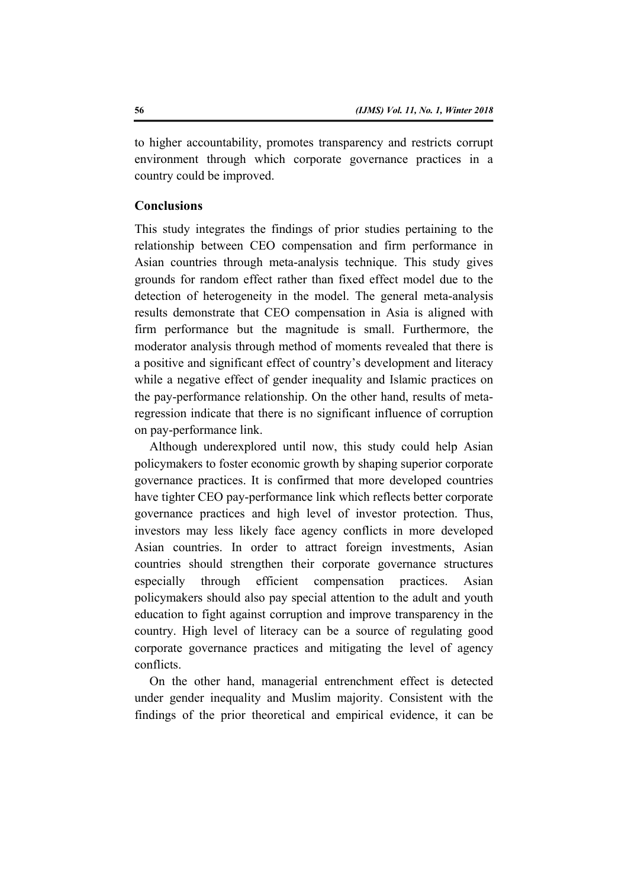to higher accountability, promotes transparency and restricts corrupt environment through which corporate governance practices in a country could be improved.

## Conclusions

This study integrates the findings of prior studies pertaining to the relationship between CEO compensation and firm performance in Asian countries through meta-analysis technique. This study gives grounds for random effect rather than fixed effect model due to the detection of heterogeneity in the model. The general meta-analysis results demonstrate that CEO compensation in Asia is aligned with firm performance but the magnitude is small. Furthermore, the moderator analysis through method of moments revealed that there is a positive and significant effect of country's development and literacy while a negative effect of gender inequality and Islamic practices on the pay-performance relationship. On the other hand, results of meta-regression indicate that there is no significant influence of corruption on pay-performance link.

Although underexplored until now, this study could help Asian policymakers to foster economic growth by shaping superior corporate governance practices. It is confirmed that more developed countries have tighter CEO pay-performance link which reflects better corporate governance practices and high level of investor protection. Thus, investors may less likely face agency conflicts in more developed Asian countries. In order to attract foreign investments, Asian countries should strengthen their corporate governance structures especially through efficient compensation practices. Asian policymakers should also pay special attention to the adult and youth education to fight against corruption and improve transparency in the country. High level of literacy can be a source of regulating good corporate governance practices and mitigating the level of agency conflicts.

On the other hand, managerial entrenchment effect is detected under gender inequality and Muslim majority. Consistent with the findings of the prior theoretical and empirical evidence, it can be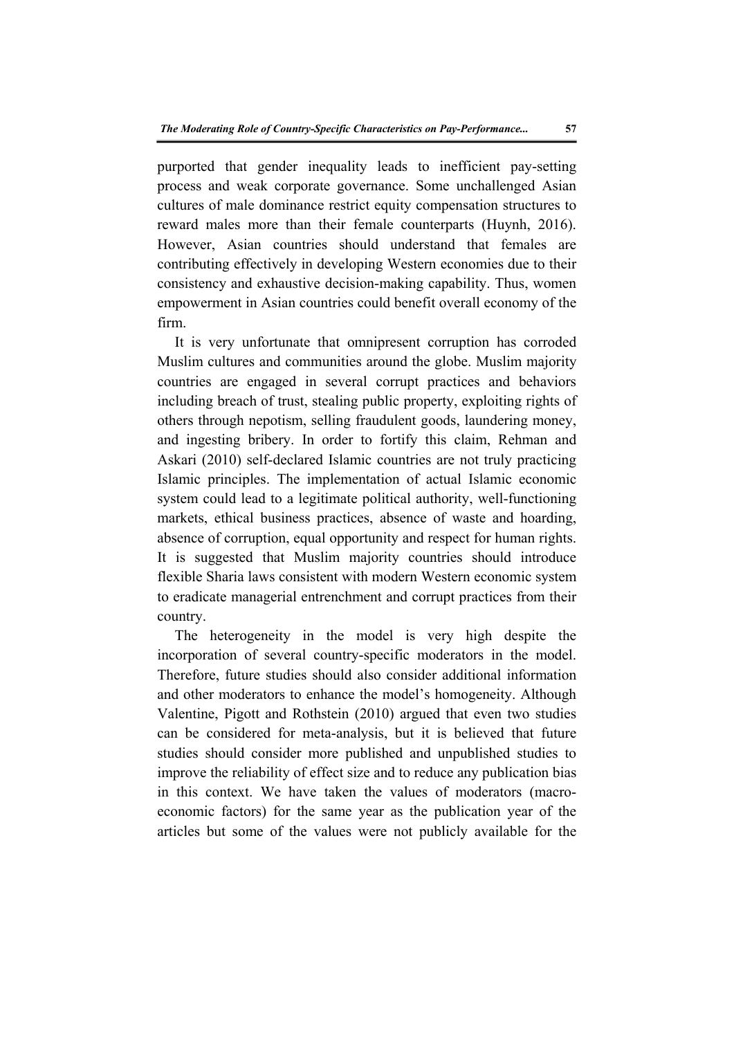purported that gender inequality leads to inefficient pay-setting process and weak corporate governance. Some unchallenged Asian cultures of male dominance restrict equity compensation structures to reward males more than their female counterparts (Huynh, 2016). However, Asian countries should understand that females are contributing effectively in developing Western economies due to their consistency and exhaustive decision-making capability. Thus, women empowerment in Asian countries could benefit overall economy of the firm.

It is very unfortunate that omnipresent corruption has corroded Muslim cultures and communities around the globe. Muslim majority countries are engaged in several corrupt practices and behaviors including breach of trust, stealing public property, exploiting rights of others through nepotism, selling fraudulent goods, laundering money, and ingesting bribery. In order to fortify this claim, Rehman and Askari (2010) self-declared Islamic countries are not truly practicing Islamic principles. The implementation of actual Islamic economic system could lead to a legitimate political authority, well-functioning markets, ethical business practices, absence of waste and hoarding, absence of corruption, equal opportunity and respect for human rights. It is suggested that Muslim majority countries should introduce flexible Sharia laws consistent with modern Western economic system to eradicate managerial entrenchment and corrupt practices from their country.

The heterogeneity in the model is very high despite the incorporation of several country-specific moderators in the model. Therefore, future studies should also consider additional information and other moderators to enhance the model's homogeneity. Although Valentine, Pigott and Rothstein (2010) argued that even two studies can be considered for meta-analysis, but it is believed that future studies should consider more published and unpublished studies to improve the reliability of effect size and to reduce any publication bias in this context. We have taken the values of moderators (macro-economic factors) for the same year as the publication year of the articles but some of the values were not publicly available for the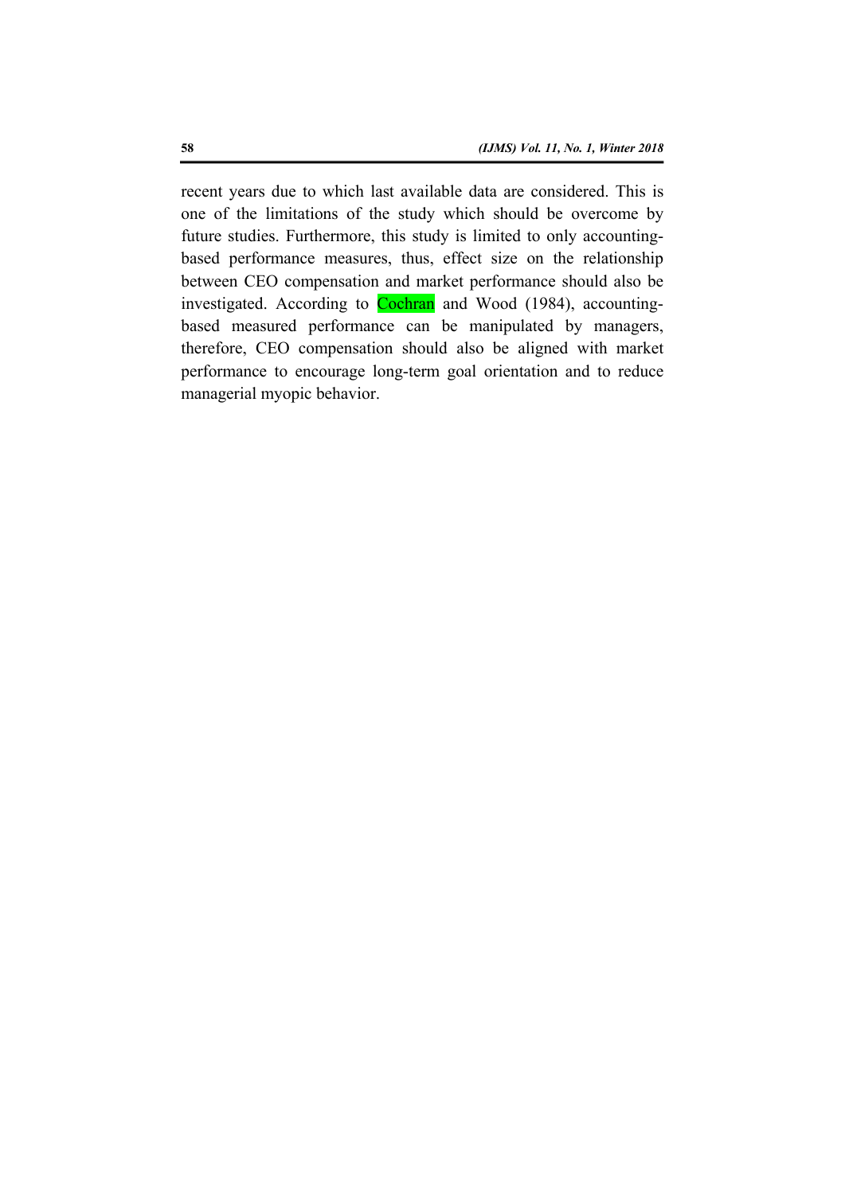recent years due to which last available data are considered. This is one of the limitations of the study which should be overcome by future studies. Furthermore, this study is limited to only accounting-based performance measures, thus, effect size on the relationship between CEO compensation and market performance should also be investigated. According to Cochran and Wood (1984), accounting-based measured performance can be manipulated by managers, therefore, CEO compensation should also be aligned with market performance to encourage long-term goal orientation and to reduce managerial myopic behavior.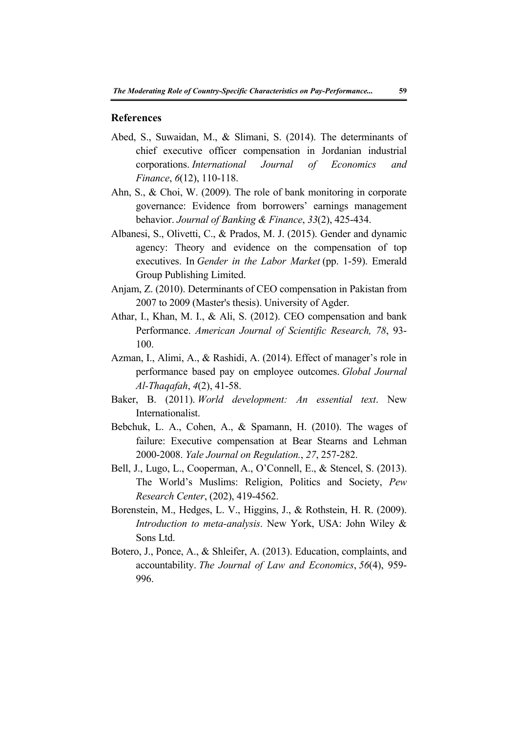## References

Abed, S., Suwaidan, M., & Slimani, S. (2014). The determinants of chief executive officer compensation in Jordanian industrial corporations. *International Journal of Economics and Finance*, *6*(12), 110-118.

Ahn, S., & Choi, W. (2009). The role of bank monitoring in corporate governance: Evidence from borrowers' earnings management behavior. *Journal of Banking & Finance*, *33*(2), 425-434.

Albanesi, S., Olivetti, C., & Prados, M. J. (2015). Gender and dynamic agency: Theory and evidence on the compensation of top executives. In *Gender in the Labor Market* (pp. 1-59). Emerald Group Publishing Limited.

Anjam, Z. (2010). Determinants of CEO compensation in Pakistan from 2007 to 2009 (Master's thesis). University of Agder.

Athar, I., Khan, M. I., & Ali, S. (2012). CEO compensation and bank Performance. *American Journal of Scientific Research, 78*, 93-100.

Azman, I., Alimi, A., & Rashidi, A. (2014). Effect of manager's role in performance based pay on employee outcomes. *Global Journal Al-Thaqafah*, *4*(2), 41-58.

Baker, B. (2011). *World development: An essential text*. New Internationalist.

Bebchuk, L. A., Cohen, A., & Spamann, H. (2010). The wages of failure: Executive compensation at Bear Stearns and Lehman 2000-2008. *Yale Journal on Regulation.*, *27*, 257-282.

Bell, J., Lugo, L., Cooperman, A., O'Connell, E., & Stencel, S. (2013). The World's Muslims: Religion, Politics and Society, *Pew Research Center*, (202), 419-4562.

Borenstein, M., Hedges, L. V., Higgins, J., & Rothstein, H. R. (2009). *Introduction to meta-analysis*. New York, USA: John Wiley & Sons Ltd.

Botero, J., Ponce, A., & Shleifer, A. (2013). Education, complaints, and accountability. *The Journal of Law and Economics*, *56*(4), 959-996.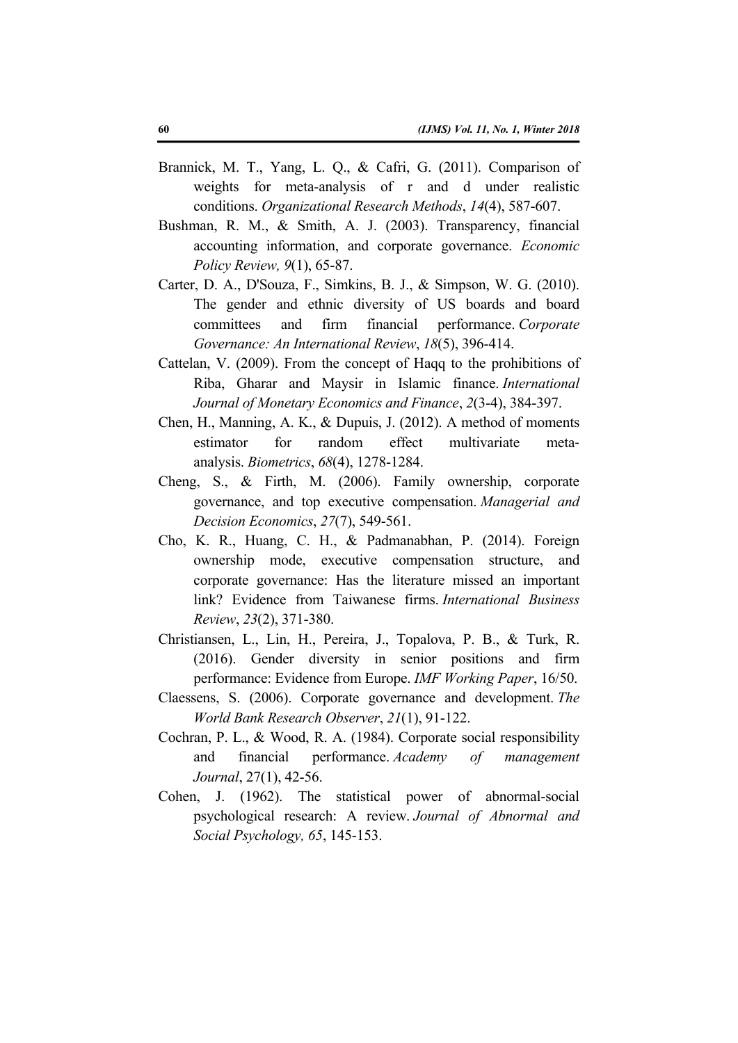Brannick, M. T., Yang, L. Q., & Cafri, G. (2011). Comparison of weights for meta-analysis of r and d under realistic conditions. *Organizational Research Methods*, *14*(4), 587-607.

Bushman, R. M., & Smith, A. J. (2003). Transparency, financial accounting information, and corporate governance. *Economic Policy Review, 9*(1), 65-87.

Carter, D. A., D'Souza, F., Simkins, B. J., & Simpson, W. G. (2010). The gender and ethnic diversity of US boards and board committees and firm financial performance. *Corporate Governance: An International Review*, *18*(5), 396-414.

Cattelan, V. (2009). From the concept of Haqq to the prohibitions of Riba, Gharar and Maysir in Islamic finance. *International Journal of Monetary Economics and Finance*, *2*(3-4), 384-397.

Chen, H., Manning, A. K., & Dupuis, J. (2012). A method of moments estimator for random effect multivariate meta-analysis. *Biometrics*, *68*(4), 1278-1284.

Cheng, S., & Firth, M. (2006). Family ownership, corporate governance, and top executive compensation. *Managerial and Decision Economics*, *27*(7), 549-561.

Cho, K. R., Huang, C. H., & Padmanabhan, P. (2014). Foreign ownership mode, executive compensation structure, and corporate governance: Has the literature missed an important link? Evidence from Taiwanese firms. *International Business Review*, *23*(2), 371-380.

Christiansen, L., Lin, H., Pereira, J., Topalova, P. B., & Turk, R. (2016). Gender diversity in senior positions and firm performance: Evidence from Europe. *IMF Working Paper*, 16/50.

Claessens, S. (2006). Corporate governance and development. *The World Bank Research Observer*, *21*(1), 91-122.

Cochran, P. L., & Wood, R. A. (1984). Corporate social responsibility and financial performance. *Academy of management Journal*, 27(1), 42-56.

Cohen, J. (1962). The statistical power of abnormal-social psychological research: A review. *Journal of Abnormal and Social Psychology, 65*, 145-153.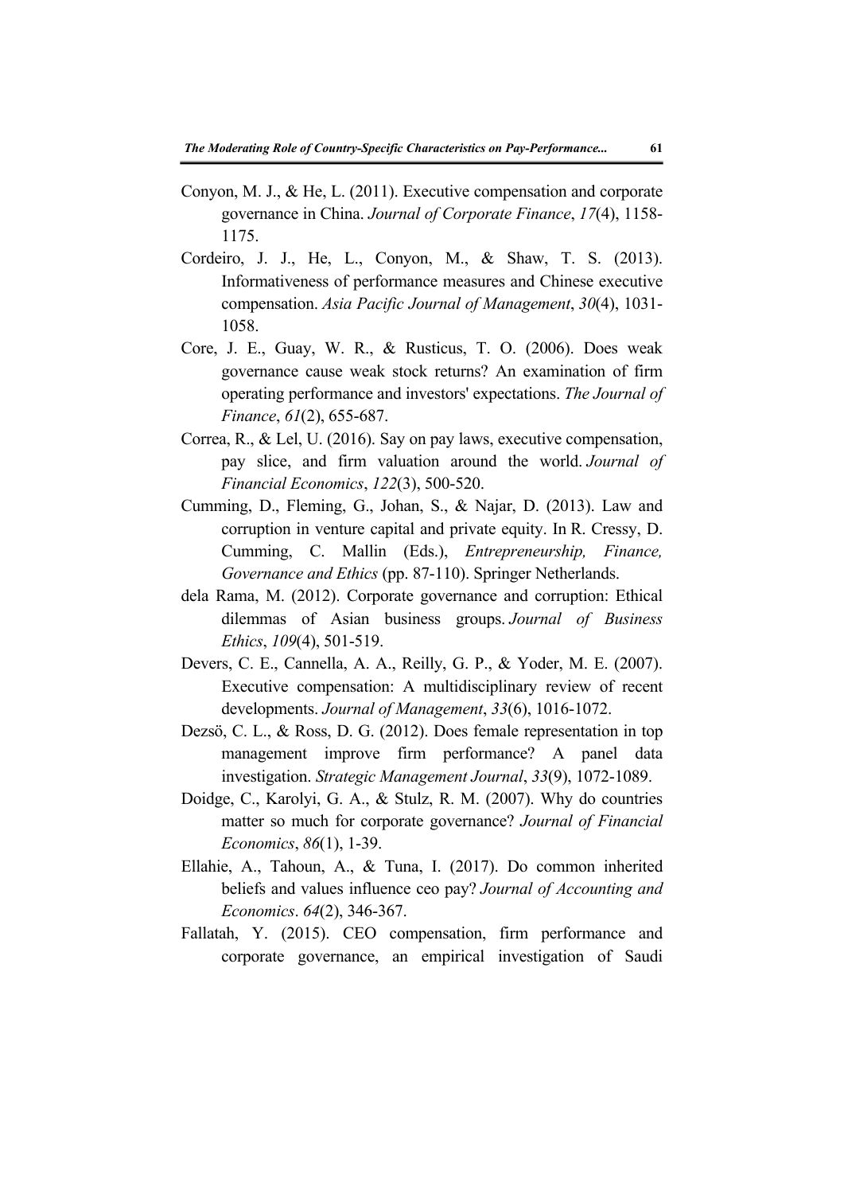Conyon, M. J., & He, L. (2011). Executive compensation and corporate governance in China. *Journal of Corporate Finance*, *17*(4), 1158-1175.

Cordeiro, J. J., He, L., Conyon, M., & Shaw, T. S. (2013). Informativeness of performance measures and Chinese executive compensation. *Asia Pacific Journal of Management*, *30*(4), 1031-1058.

Core, J. E., Guay, W. R., & Rusticus, T. O. (2006). Does weak governance cause weak stock returns? An examination of firm operating performance and investors' expectations. *The Journal of Finance*, *61*(2), 655-687.

Correa, R., & Lel, U. (2016). Say on pay laws, executive compensation, pay slice, and firm valuation around the world. *Journal of Financial Economics*, *122*(3), 500-520.

Cumming, D., Fleming, G., Johan, S., & Najar, D. (2013). Law and corruption in venture capital and private equity. In R. Cressy, D. Cumming, C. Mallin (Eds.), *Entrepreneurship, Finance, Governance and Ethics* (pp. 87-110). Springer Netherlands.

dela Rama, M. (2012). Corporate governance and corruption: Ethical dilemmas of Asian business groups. *Journal of Business Ethics*, *109*(4), 501-519.

Devers, C. E., Cannella, A. A., Reilly, G. P., & Yoder, M. E. (2007). Executive compensation: A multidisciplinary review of recent developments. *Journal of Management*, *33*(6), 1016-1072.

Dezsö, C. L., & Ross, D. G. (2012). Does female representation in top management improve firm performance? A panel data investigation. *Strategic Management Journal*, *33*(9), 1072-1089.

Doidge, C., Karolyi, G. A., & Stulz, R. M. (2007). Why do countries matter so much for corporate governance? *Journal of Financial Economics*, *86*(1), 1-39.

Ellahie, A., Tahoun, A., & Tuna, I. (2017). Do common inherited beliefs and values influence ceo pay? *Journal of Accounting and Economics*. *64*(2), 346-367.

Fallatah, Y. (2015). CEO compensation, firm performance and corporate governance, an empirical investigation of Saudi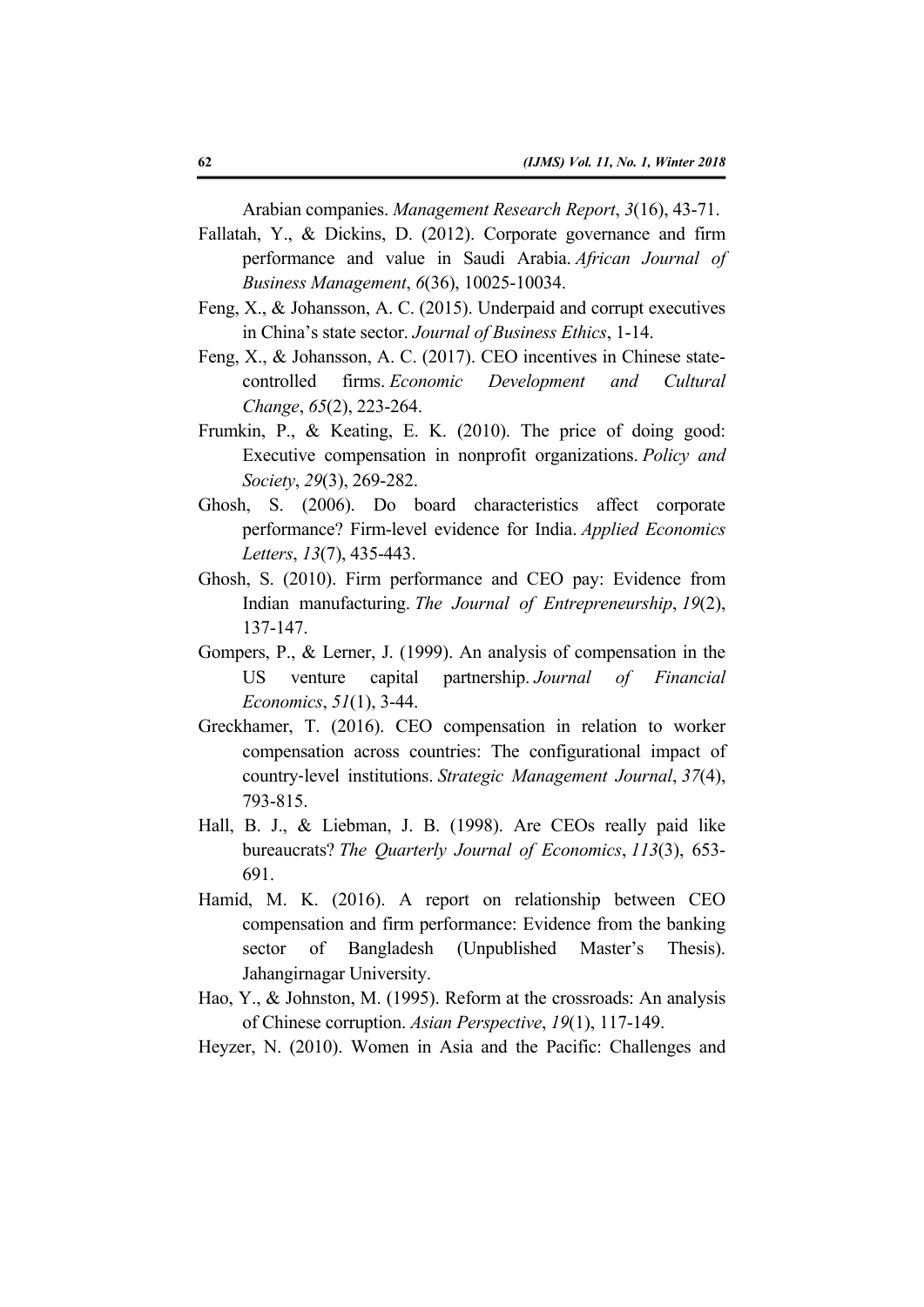Arabian companies. *Management Research Report*, *3*(16), 43-71.

Fallatah, Y., & Dickins, D. (2012). Corporate governance and firm performance and value in Saudi Arabia. *African Journal of Business Management*, *6*(36), 10025-10034.

Feng, X., & Johansson, A. C. (2015). Underpaid and corrupt executives in China's state sector. *Journal of Business Ethics*, 1-14.

Feng, X., & Johansson, A. C. (2017). CEO incentives in Chinese state-controlled firms. *Economic Development and Cultural Change*, *65*(2), 223-264.

Frumkin, P., & Keating, E. K. (2010). The price of doing good: Executive compensation in nonprofit organizations. *Policy and Society*, *29*(3), 269-282.

Ghosh, S. (2006). Do board characteristics affect corporate performance? Firm-level evidence for India. *Applied Economics Letters*, *13*(7), 435-443.

Ghosh, S. (2010). Firm performance and CEO pay: Evidence from Indian manufacturing. *The Journal of Entrepreneurship*, *19*(2), 137-147.

Gompers, P., & Lerner, J. (1999). An analysis of compensation in the US venture capital partnership. *Journal of Financial Economics*, *51*(1), 3-44.

Greckhamer, T. (2016). CEO compensation in relation to worker compensation across countries: The configurational impact of country-level institutions. *Strategic Management Journal*, *37*(4), 793-815.

Hall, B. J., & Liebman, J. B. (1998). Are CEOs really paid like bureaucrats? *The Quarterly Journal of Economics*, *113*(3), 653-691.

Hamid, M. K. (2016). A report on relationship between CEO compensation and firm performance: Evidence from the banking sector of Bangladesh (Unpublished Master's Thesis). Jahangirnagar University.

Hao, Y., & Johnston, M. (1995). Reform at the crossroads: An analysis of Chinese corruption. *Asian Perspective*, *19*(1), 117-149.

Heyzer, N. (2010). Women in Asia and the Pacific: Challenges and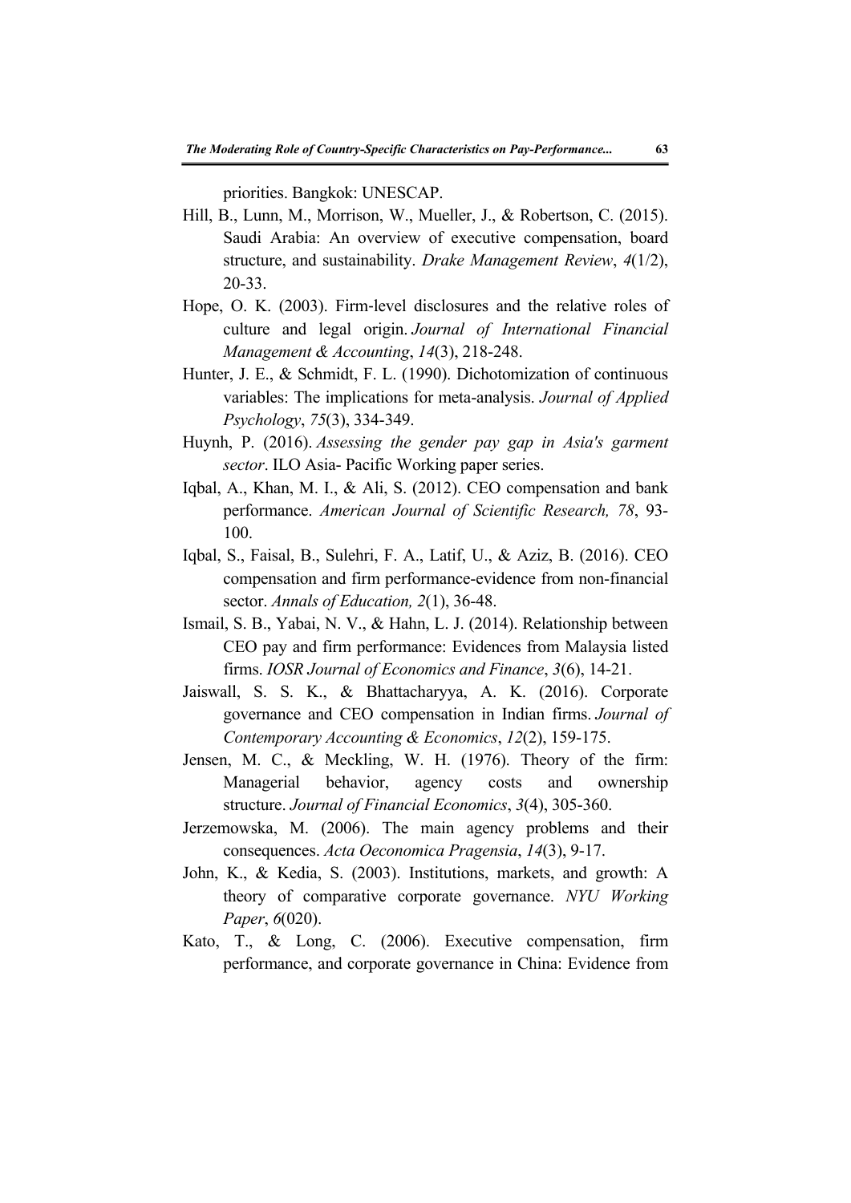priorities. Bangkok: UNESCAP.

Hill, B., Lunn, M., Morrison, W., Mueller, J., & Robertson, C. (2015). Saudi Arabia: An overview of executive compensation, board structure, and sustainability. *Drake Management Review*, *4*(1/2), 20-33.

Hope, O. K. (2003). Firm-level disclosures and the relative roles of culture and legal origin. *Journal of International Financial Management & Accounting*, *14*(3), 218-248.

Hunter, J. E., & Schmidt, F. L. (1990). Dichotomization of continuous variables: The implications for meta-analysis. *Journal of Applied Psychology*, *75*(3), 334-349.

Huynh, P. (2016). *Assessing the gender pay gap in Asia's garment sector*. ILO Asia- Pacific Working paper series.

Iqbal, A., Khan, M. I., & Ali, S. (2012). CEO compensation and bank performance. *American Journal of Scientific Research, 78*, 93-100.

Iqbal, S., Faisal, B., Sulehri, F. A., Latif, U., & Aziz, B. (2016). CEO compensation and firm performance-evidence from non-financial sector. *Annals of Education, 2*(1), 36-48.

Ismail, S. B., Yabai, N. V., & Hahn, L. J. (2014). Relationship between CEO pay and firm performance: Evidences from Malaysia listed firms. *IOSR Journal of Economics and Finance*, *3*(6), 14-21.

Jaiswall, S. S. K., & Bhattacharyya, A. K. (2016). Corporate governance and CEO compensation in Indian firms. *Journal of Contemporary Accounting & Economics*, *12*(2), 159-175.

Jensen, M. C., & Meckling, W. H. (1976). Theory of the firm: Managerial behavior, agency costs and ownership structure. *Journal of Financial Economics*, *3*(4), 305-360.

Jerzemowska, M. (2006). The main agency problems and their consequences. *Acta Oeconomica Pragensia*, *14*(3), 9-17.

John, K., & Kedia, S. (2003). Institutions, markets, and growth: A theory of comparative corporate governance. *NYU Working Paper*, *6*(020).

Kato, T., & Long, C. (2006). Executive compensation, firm performance, and corporate governance in China: Evidence from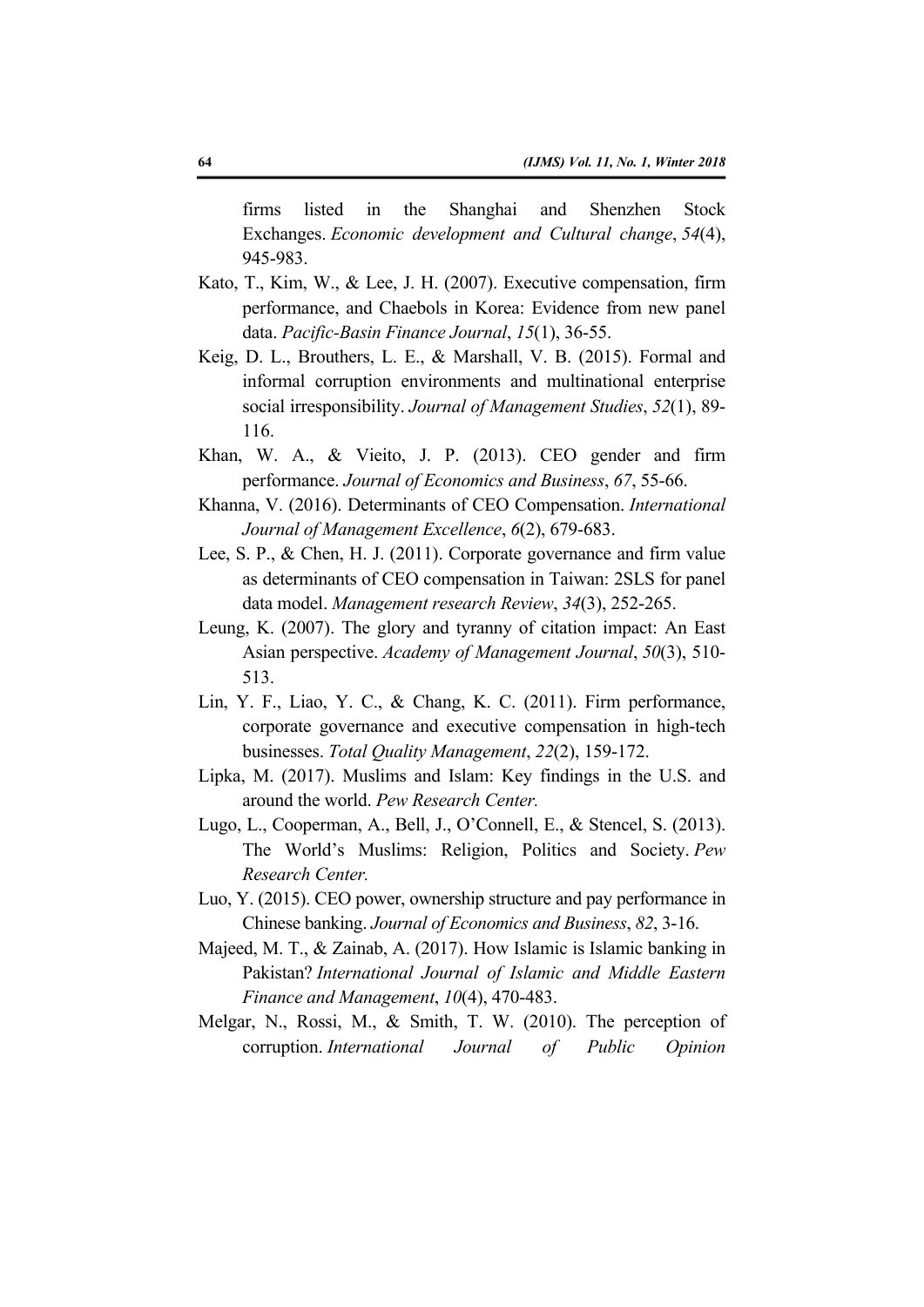firms listed in the Shanghai and Shenzhen Stock Exchanges. *Economic development and Cultural change*, *54*(4), 945-983.

Kato, T., Kim, W., & Lee, J. H. (2007). Executive compensation, firm performance, and Chaebols in Korea: Evidence from new panel data. *Pacific-Basin Finance Journal*, *15*(1), 36-55.

Keig, D. L., Brouthers, L. E., & Marshall, V. B. (2015). Formal and informal corruption environments and multinational enterprise social irresponsibility. *Journal of Management Studies*, *52*(1), 89-116.

Khan, W. A., & Vieito, J. P. (2013). CEO gender and firm performance. *Journal of Economics and Business*, *67*, 55-66.

Khanna, V. (2016). Determinants of CEO Compensation. *International Journal of Management Excellence*, *6*(2), 679-683.

Lee, S. P., & Chen, H. J. (2011). Corporate governance and firm value as determinants of CEO compensation in Taiwan: 2SLS for panel data model. *Management research Review*, *34*(3), 252-265.

Leung, K. (2007). The glory and tyranny of citation impact: An East Asian perspective. *Academy of Management Journal*, *50*(3), 510-513.

Lin, Y. F., Liao, Y. C., & Chang, K. C. (2011). Firm performance, corporate governance and executive compensation in high-tech businesses. *Total Quality Management*, *22*(2), 159-172.

Lipka, M. (2017). Muslims and Islam: Key findings in the U.S. and around the world. *Pew Research Center.*

Lugo, L., Cooperman, A., Bell, J., O'Connell, E., & Stencel, S. (2013). The World's Muslims: Religion, Politics and Society. *Pew Research Center.*

Luo, Y. (2015). CEO power, ownership structure and pay performance in Chinese banking. *Journal of Economics and Business*, *82*, 3-16.

Majeed, M. T., & Zainab, A. (2017). How Islamic is Islamic banking in Pakistan? *International Journal of Islamic and Middle Eastern Finance and Management*, *10*(4), 470-483.

Melgar, N., Rossi, M., & Smith, T. W. (2010). The perception of corruption. *International Journal of Public Opinion*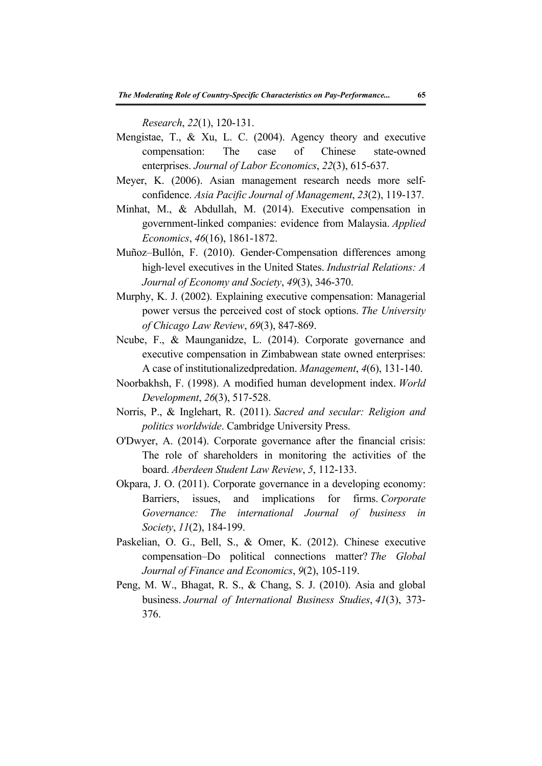*Research*, *22*(1), 120-131.

Mengistae, T., & Xu, L. C. (2004). Agency theory and executive compensation: The case of Chinese state-owned enterprises. *Journal of Labor Economics*, *22*(3), 615-637.

Meyer, K. (2006). Asian management research needs more self-confidence. *Asia Pacific Journal of Management*, *23*(2), 119-137.

Minhat, M., & Abdullah, M. (2014). Executive compensation in government-linked companies: evidence from Malaysia. *Applied Economics*, *46*(16), 1861-1872.

Muñoz–Bullón, F. (2010). Gender‐Compensation differences among high‐level executives in the United States. *Industrial Relations: A Journal of Economy and Society*, *49*(3), 346-370.

Murphy, K. J. (2002). Explaining executive compensation: Managerial power versus the perceived cost of stock options. *The University of Chicago Law Review*, *69*(3), 847-869.

Ncube, F., & Maunganidze, L. (2014). Corporate governance and executive compensation in Zimbabwean state owned enterprises: A case of institutionalizedpredation. *Management*, *4*(6), 131-140.

Noorbakhsh, F. (1998). A modified human development index. *World Development*, *26*(3), 517-528.

Norris, P., & Inglehart, R. (2011). *Sacred and secular: Religion and politics worldwide*. Cambridge University Press.

O'Dwyer, A. (2014). Corporate governance after the financial crisis: The role of shareholders in monitoring the activities of the board. *Aberdeen Student Law Review*, *5*, 112-133.

Okpara, J. O. (2011). Corporate governance in a developing economy: Barriers, issues, and implications for firms. *Corporate Governance: The international Journal of business in Society*, *11*(2), 184-199.

Paskelian, O. G., Bell, S., & Omer, K. (2012). Chinese executive compensation–Do political connections matter? *The Global Journal of Finance and Economics*, *9*(2), 105-119.

Peng, M. W., Bhagat, R. S., & Chang, S. J. (2010). Asia and global business. *Journal of International Business Studies*, *41*(3), 373-376.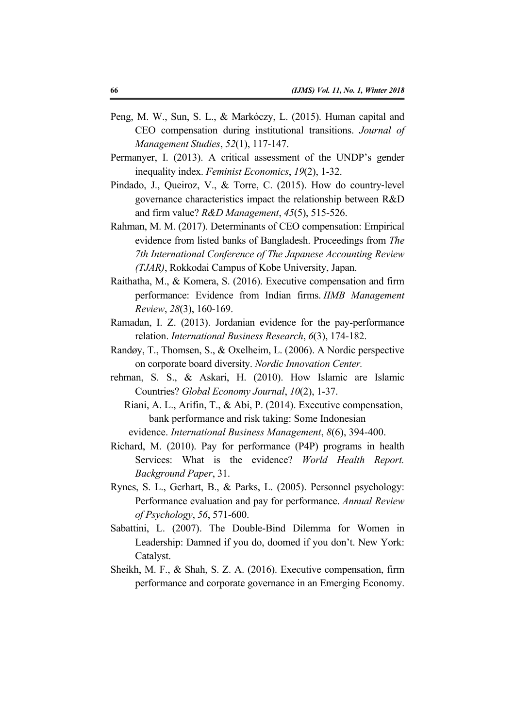Peng, M. W., Sun, S. L., & Markóczy, L. (2015). Human capital and CEO compensation during institutional transitions. *Journal of Management Studies*, *52*(1), 117-147.

Permanyer, I. (2013). A critical assessment of the UNDP's gender inequality index. *Feminist Economics*, *19*(2), 1-32.

Pindado, J., Queiroz, V., & Torre, C. (2015). How do country-level governance characteristics impact the relationship between R&D and firm value? *R&D Management*, *45*(5), 515-526.

Rahman, M. M. (2017). Determinants of CEO compensation: Empirical evidence from listed banks of Bangladesh. Proceedings from *The 7th International Conference of The Japanese Accounting Review (TJAR)*, Rokkodai Campus of Kobe University, Japan.

Raithatha, M., & Komera, S. (2016). Executive compensation and firm performance: Evidence from Indian firms. *IIMB Management Review*, *28*(3), 160-169.

Ramadan, I. Z. (2013). Jordanian evidence for the pay-performance relation. *International Business Research*, *6*(3), 174-182.

Randøy, T., Thomsen, S., & Oxelheim, L. (2006). A Nordic perspective on corporate board diversity. *Nordic Innovation Center.*

rehman, S. S., & Askari, H. (2010). How Islamic are Islamic Countries? *Global Economy Journal*, *10*(2), 1-37.

Riani, A. L., Arifin, T., & Abi, P. (2014). Executive compensation, bank performance and risk taking: Some Indonesian evidence. *International Business Management*, *8*(6), 394-400.

Richard, M. (2010). Pay for performance (P4P) programs in health Services: What is the evidence? *World Health Report. Background Paper*, 31.

Rynes, S. L., Gerhart, B., & Parks, L. (2005). Personnel psychology: Performance evaluation and pay for performance. *Annual Review of Psychology*, *56*, 571-600.

Sabattini, L. (2007). The Double-Bind Dilemma for Women in Leadership: Damned if you do, doomed if you don't. New York: Catalyst.

Sheikh, M. F., & Shah, S. Z. A. (2016). Executive compensation, firm performance and corporate governance in an Emerging Economy.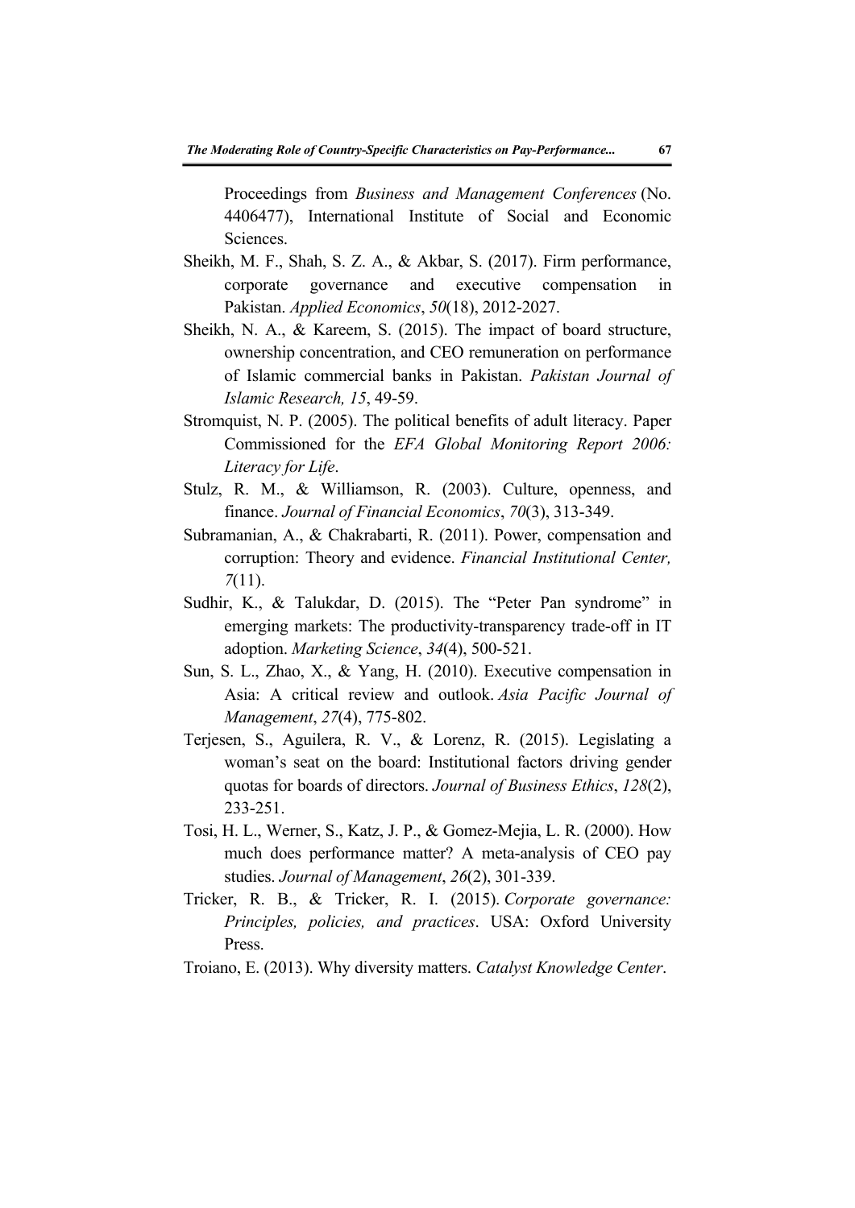Proceedings from *Business and Management Conferences* (No. 4406477), International Institute of Social and Economic Sciences.

Sheikh, M. F., Shah, S. Z. A., & Akbar, S. (2017). Firm performance, corporate governance and executive compensation in Pakistan. *Applied Economics*, *50*(18), 2012-2027.

Sheikh, N. A., & Kareem, S. (2015). The impact of board structure, ownership concentration, and CEO remuneration on performance of Islamic commercial banks in Pakistan. *Pakistan Journal of Islamic Research, 15*, 49-59.

Stromquist, N. P. (2005). The political benefits of adult literacy. Paper Commissioned for the *EFA Global Monitoring Report 2006: Literacy for Life*.

Stulz, R. M., & Williamson, R. (2003). Culture, openness, and finance. *Journal of Financial Economics*, *70*(3), 313-349.

Subramanian, A., & Chakrabarti, R. (2011). Power, compensation and corruption: Theory and evidence. *Financial Institutional Center, 7*(11).

Sudhir, K., & Talukdar, D. (2015). The "Peter Pan syndrome" in emerging markets: The productivity-transparency trade-off in IT adoption. *Marketing Science*, *34*(4), 500-521.

Sun, S. L., Zhao, X., & Yang, H. (2010). Executive compensation in Asia: A critical review and outlook. *Asia Pacific Journal of Management*, *27*(4), 775-802.

Terjesen, S., Aguilera, R. V., & Lorenz, R. (2015). Legislating a woman's seat on the board: Institutional factors driving gender quotas for boards of directors. *Journal of Business Ethics*, *128*(2), 233-251.

Tosi, H. L., Werner, S., Katz, J. P., & Gomez-Mejia, L. R. (2000). How much does performance matter? A meta-analysis of CEO pay studies. *Journal of Management*, *26*(2), 301-339.

Tricker, R. B., & Tricker, R. I. (2015). *Corporate governance: Principles, policies, and practices*. USA: Oxford University Press.

Troiano, E. (2013). Why diversity matters. *Catalyst Knowledge Center*.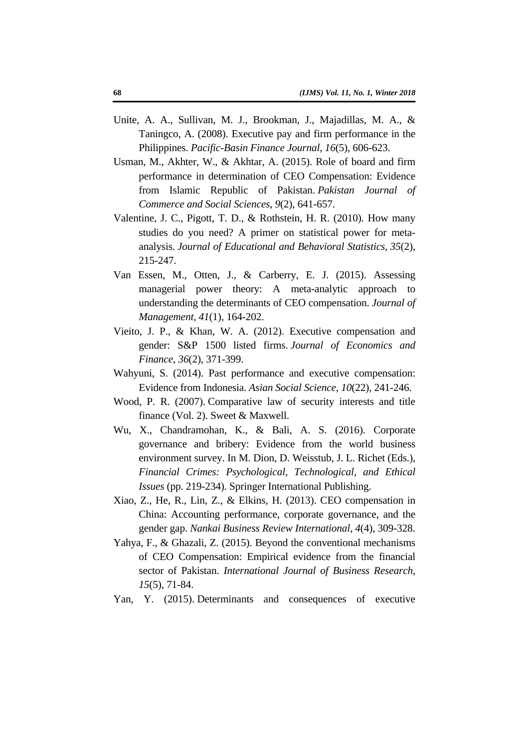Unite, A. A., Sullivan, M. J., Brookman, J., Majadillas, M. A., & Taningco, A. (2008). Executive pay and firm performance in the Philippines. *Pacific-Basin Finance Journal*, *16*(5), 606-623.

Usman, M., Akhter, W., & Akhtar, A. (2015). Role of board and firm performance in determination of CEO Compensation: Evidence from Islamic Republic of Pakistan. *Pakistan Journal of Commerce and Social Sciences*, *9*(2), 641-657.

Valentine, J. C., Pigott, T. D., & Rothstein, H. R. (2010). How many studies do you need? A primer on statistical power for meta-analysis. *Journal of Educational and Behavioral Statistics*, *35*(2), 215-247.

Van Essen, M., Otten, J., & Carberry, E. J. (2015). Assessing managerial power theory: A meta-analytic approach to understanding the determinants of CEO compensation. *Journal of Management*, *41*(1), 164-202.

Vieito, J. P., & Khan, W. A. (2012). Executive compensation and gender: S&P 1500 listed firms. *Journal of Economics and Finance*, *36*(2), 371-399.

Wahyuni, S. (2014). Past performance and executive compensation: Evidence from Indonesia. *Asian Social Science*, *10*(22), 241-246.

Wood, P. R. (2007). Comparative law of security interests and title finance (Vol. 2). Sweet & Maxwell.

Wu, X., Chandramohan, K., & Bali, A. S. (2016). Corporate governance and bribery: Evidence from the world business environment survey. In M. Dion, D. Weisstub, J. L. Richet (Eds.), *Financial Crimes: Psychological, Technological, and Ethical Issues* (pp. 219-234). Springer International Publishing.

Xiao, Z., He, R., Lin, Z., & Elkins, H. (2013). CEO compensation in China: Accounting performance, corporate governance, and the gender gap. *Nankai Business Review International*, *4*(4), 309-328.

Yahya, F., & Ghazali, Z. (2015). Beyond the conventional mechanisms of CEO Compensation: Empirical evidence from the financial sector of Pakistan. *International Journal of Business Research*, *15*(5), 71-84.

Yan, Y. (2015). Determinants and consequences of executive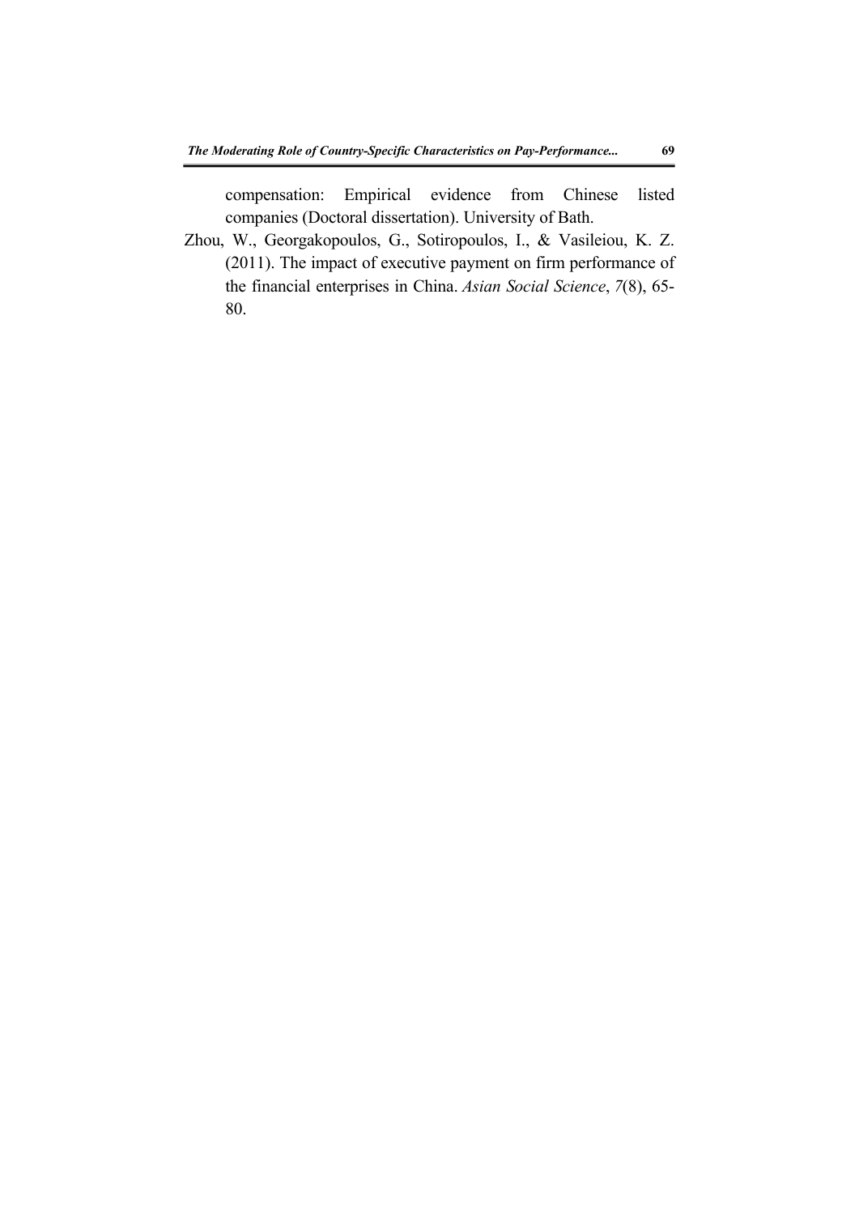compensation: Empirical evidence from Chinese listed companies (Doctoral dissertation). University of Bath.

Zhou, W., Georgakopoulos, G., Sotiropoulos, I., & Vasileiou, K. Z. (2011). The impact of executive payment on firm performance of the financial enterprises in China. *Asian Social Science*, *7*(8), 65-80.